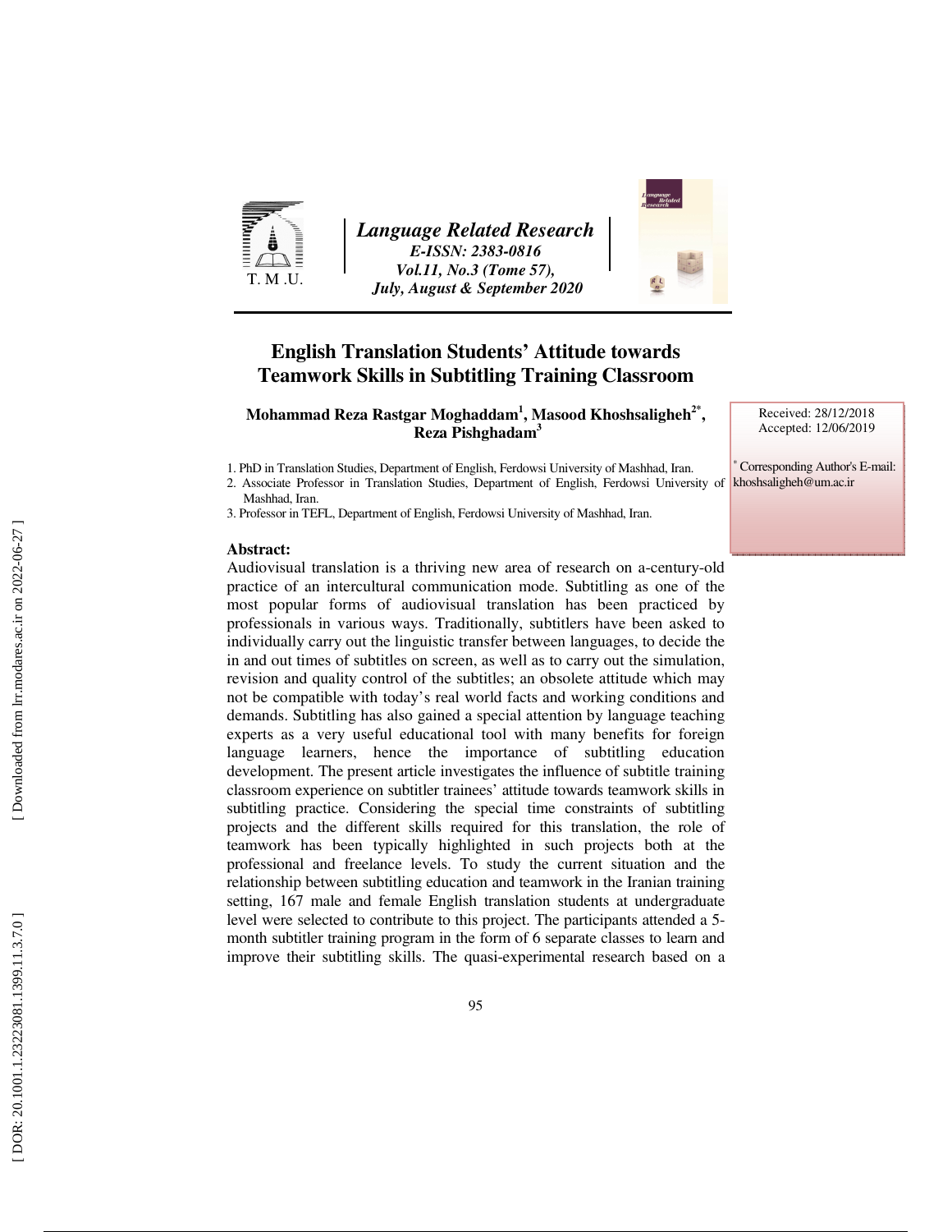# English Translation Students' Attitude towards Teamwork Skills in Subtitling Training Classroom

**Mohammad Reza Rastgar Moghaddam[1], Masood Khoshsaligheh[2*], Reza Pishghadam[3]**

Received: 28/12/2018
Accepted: 12/06/2019

1. PhD in Translation Studies, Department of English, Ferdowsi University of Mashhad, Iran.
2. Associate Professor in Translation Studies, Department of English, Ferdowsi University of Mashhad, Iran.
3. Professor in TEFL, Department of English, Ferdowsi University of Mashhad, Iran.

[*] Corresponding Author's E-mail: khoshsaligheh@um.ac.ir

**Abstract:**

Audiovisual translation is a thriving new area of research on a-century-old practice of an intercultural communication mode. Subtitling as one of the most popular forms of audiovisual translation has been practiced by professionals in various ways. Traditionally, subtitlers have been asked to individually carry out the linguistic transfer between languages, to decide the in and out times of subtitles on screen, as well as to carry out the simulation, revision and quality control of the subtitles; an obsolete attitude which may not be compatible with today's real world facts and working conditions and demands. Subtitling has also gained a special attention by language teaching experts as a very useful educational tool with many benefits for foreign language learners, hence the importance of subtitling education development. The present article investigates the influence of subtitle training classroom experience on subtitler trainees' attitude towards teamwork skills in subtitling practice. Considering the special time constraints of subtitling projects and the different skills required for this translation, the role of teamwork has been typically highlighted in such projects both at the professional and freelance levels. To study the current situation and the relationship between subtitling education and teamwork in the Iranian training setting, 167 male and female English translation students at undergraduate level were selected to contribute to this project. The participants attended a 5-month subtitler training program in the form of 6 separate classes to learn and improve their subtitling skills. The quasi-experimental research based on a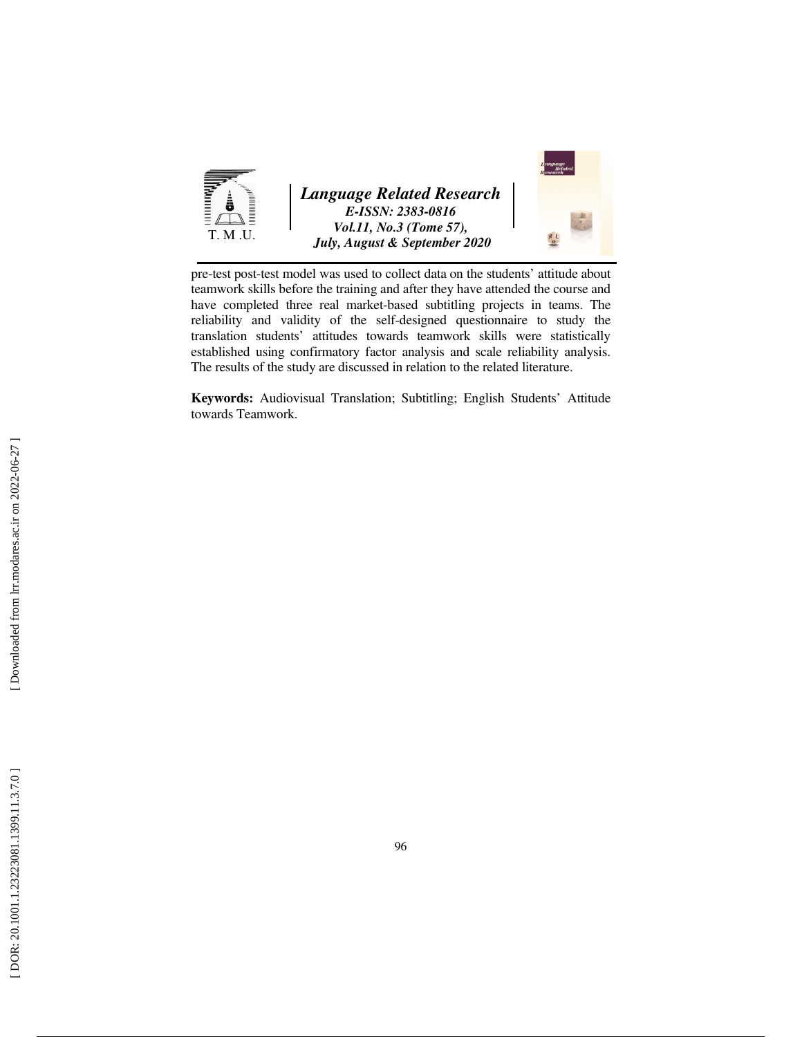pre-test post-test model was used to collect data on the students' attitude about teamwork skills before the training and after they have attended the course and have completed three real market-based subtitling projects in teams. The reliability and validity of the self-designed questionnaire to study the translation students' attitudes towards teamwork skills were statistically established using confirmatory factor analysis and scale reliability analysis. The results of the study are discussed in relation to the related literature.

**Keywords:** Audiovisual Translation; Subtitling; English Students' Attitude towards Teamwork.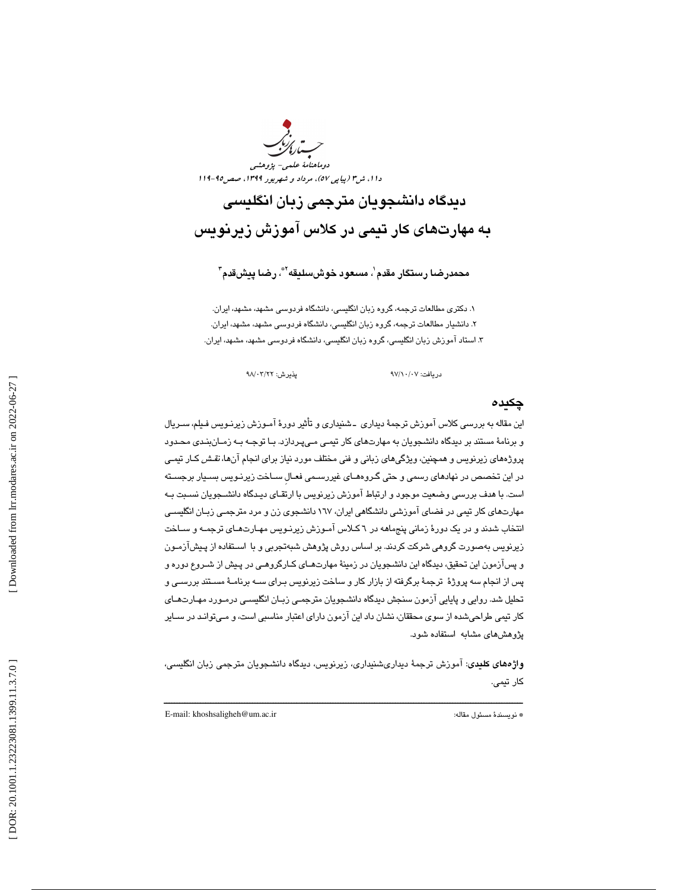# دیدگاه دانشجویان مترجمی زبان انگلیسی به مهارت‌های کار تیمی در کلاس آموزش زیرنویس

**محمدرضا رستگار مقدم[1]، مسعود خوش‌سلیقه[2]*، رضا پیش‌قدم[3]**

۱. دکتری مطالعات ترجمه، گروه زبان انگلیسی، دانشگاه فردوسی مشهد، مشهد، ایران.
۲. دانشیار مطالعات ترجمه، گروه زبان انگلیسی، دانشگاه فردوسی مشهد، مشهد، ایران.
۳. استاد آموزش زبان انگلیسی، گروه زبان انگلیسی، دانشگاه فردوسی مشهد، مشهد، ایران.

دریافت: ۹۷/۱۰/۰۷ پذیرش: ۹۸/۰۳/۲۲

## چکیده

این مقاله به بررسی کلاس آموزش ترجمۀ دیداری ـشنیداری و تأثیر دورۀ آموزش زیرنویس فیلم، سریال و برنامۀ مستند بر دیدگاه دانشجویان به مهارت‌های کار تیمی می‌پردازد. با توجه به زمان‌بندی محدود پروژه‌های زیرنویس و همچنین، ویژگی‌های زبانی و فنی مختلف مورد نیاز برای انجام آن‌ها، نقش کار تیمی در این تخصص در نهادهای رسمی و حتی گروه‌های غیررسمی فعالِ ساخت زیرنویس بسیار برجسته است. با هدف بررسی وضعیت موجود و ارتباط آموزش زیرنویس با ارتقای دیدگاه دانشجویان نسبت به مهارت‌های کار تیمی در فضای آموزشی دانشگاهی ایران، ۱۶۷ دانشجوی زن و مرد مترجمی زبان انگلیسی انتخاب شدند و در یک دورۀ زمانی پنج‌ماهه در ۶ کلاس آموزش زیرنویس مهارت‌های ترجمه و ساخت زیرنویس به‌صورت گروهی شرکت کردند. بر اساس روش پژوهش شبه‌تجربی و با استفاده از پیش‌آزمون و پس‌آزمون این تحقیق، دیدگاه این دانشجویان در زمینۀ مهارت‌های کارگروهی در پیش از شروع دوره و پس از انجام سه پروژۀ ترجمۀ برگرفته از بازار کار و ساخت زیرنویس برای سه برنامۀ مستند بررسی و تحلیل شد. روایی و پایایی آزمون سنجش دیدگاه دانشجویان مترجمی زبان انگلیسی درمورد مهارت‌های کار تیمی طراحی‌شده از سوی محققان، نشان داد این آزمون دارای اعتبار مناسبی است، و می‌تواند در سایر پژوهش‌های مشابه استفاده شود.

**واژه‌های کلیدی**: آموزش ترجمۀ دیداری‌شنیداری، زیرنویس، دیدگاه دانشجویان مترجمی زبان انگلیسی، کار تیمی.

---

* نویسندۀ مسئول مقاله: E-mail: khoshsaligheh@um.ac.ir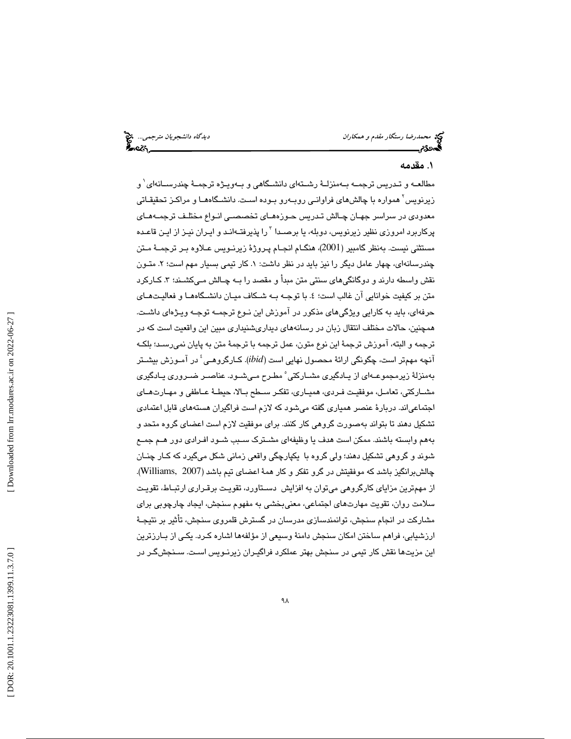## ۱. مقدمه

مطالعه و تدریس ترجمه به‌منزلهٔ رشته‌ای دانشگاهی و به‌ویژه ترجمهٔ چندرسانه‌ای[1] و زیرنویس[2] همواره با چالش‌های فراوانی روبه‌رو بوده است. دانشگاه‌ها و مراکز تحقیقاتی معدودی در سراسر جهان چالش تدریس حوزه‌های تخصصی انواع مختلف ترجمه‌های پرکاربرد امروزی نظیر زیرنویس، دوبله، یا برصدا[3] را پذیرفته‌اند و ایران نیز از این قاعده مستثنی نیست. به‌نظر گامبیر (2001)، هنگام انجام پروژهٔ زیرنویس علاوه بر ترجمهٔ متن چندرسانه‌ای، چهار عامل دیگر را نیز باید در نظر داشت: ۱. کار تیمی بسیار مهم است؛ ۲. متون نقش واسطه دارند و دوگانگی‌های سنتی متن مبدأ و مقصد را به چالش می‌کشند؛ ۳. کارکرد متن بر کیفیت خوانایی آن غالب است؛ ٤. با توجه به شکاف میان دانشگاه‌ها و فعالیت‌های حرفه‌ای، باید به کارایی ویژگی‌های مذکور در آموزش این نوع ترجمه توجه ویژه‌ای داشت. همچنین، حالات مختلف انتقال زبان در رسانه‌های دیداری‌شنیداری مبین این واقعیت است که در ترجمه و البته، آموزش ترجمهٔ این نوع متون، عمل ترجمه با ترجمهٔ متن به پایان نمی‌رسد؛ بلکه آنچه مهم‌تر است، چگونگی ارائهٔ محصول نهایی است (*ibid*). کارگروهی[4] در آموزش بیشتر به‌منزلهٔ زیرمجموعه‌ای از یادگیری مشارکتی[5] مطرح می‌شود. عناصر ضروری یادگیری مشارکتی، تعامل، موفقیت فردی، همیاری، تفکر سطح بالا، حیطهٔ عاطفی و مهارت‌های اجتماعی‌اند. دربارهٔ عنصر همیاری گفته می‌شود که لازم است فراگیران هسته‌های قابل اعتمادی تشکیل دهند تا بتواند به‌صورت گروهی کار کنند. برای موفقیت لازم است اعضای گروه متحد و به‌هم وابسته باشند. ممکن است هدف یا وظیفه‌ای مشترک سبب شود افرادی دور هم جمع شوند و گروهی تشکیل دهند؛ ولی گروه با یکپارچگی واقعی زمانی شکل می‌گیرد که کار چنان چالش‌برانگیز باشد که موفقیتش در گرو تفکر و کار همهٔ اعضای تیم باشد (Williams, 2007). از مهم‌ترین مزایای کارگروهی می‌توان به افزایش دستاورد، تقویت برقراری ارتباط، تقویت سلامت روان، تقویت مهارت‌های اجتماعی، معنی‌بخشی به مفهوم سنجش، ایجاد چارچوبی برای مشارکت در انجام سنجش، توانمندسازی مدرسان در گسترش قلمروی سنجش، تأثیر بر نتیجهٔ ارزشیابی، فراهم ساختن امکان سنجش دامنهٔ وسیعی از مؤلفه‌ها اشاره کرد. یکی از بارزترین این مزیت‌ها نقش کار تیمی در سنجش بهتر عملکرد فراگیران زیرنویس است. سنجشگر در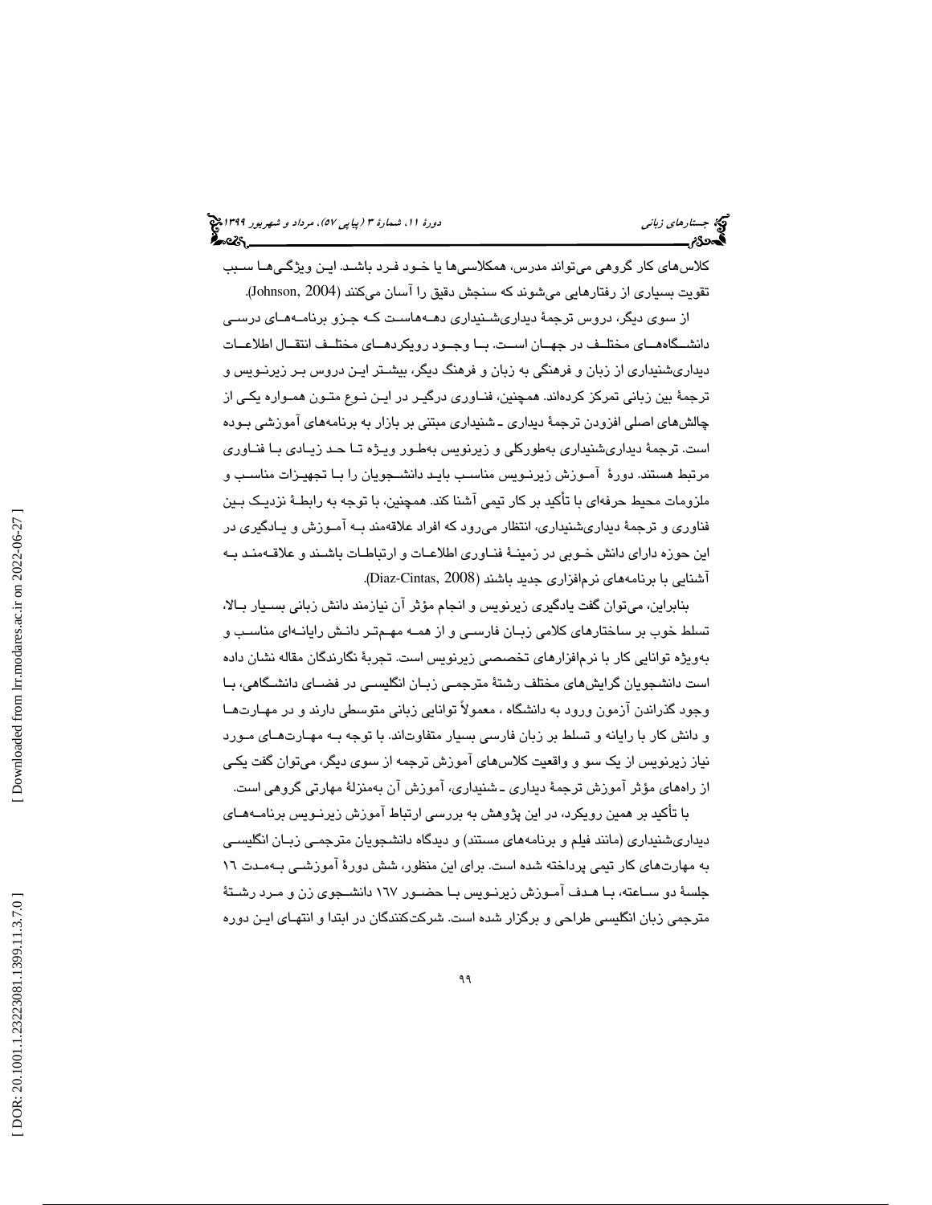کلاس‌های کار گروهی می‌تواند مدرس، همکلاسی‌ها یا خـود فـرد باشـد. ایـن ویژگـی‌هـا سـبب تقویت بسیاری از رفتارهایی می‌شوند که سنجش دقیق را آسان می‌کنند (Johnson, 2004).

از سوی دیگر، دروس ترجمهٔ دیداری‌شـنیداری دهـه‌هاسـت کـه جـزو برنامـه‌هـای درسـی دانشـگاه‌هـای مختلـف در جهـان اسـت. بـا وجـود رویکردهـای مختلـف انتقـال اطلاعـات دیداری‌شنیداری از زبان و فرهنگی به زبان و فرهنگ دیگر، بیشـتر ایـن دروس بـر زیرنـویس و ترجمهٔ بین زبانی تمرکز کرده‌اند. همچنین، فنـاوری درگیـر در ایـن نـوع متـون همـواره یکـی از چالش‌های اصلی افزودن ترجمهٔ دیداری ـ شنیداری مبتنی بر بازار به برنامه‌های آموزشی بـوده است. ترجمهٔ دیداری‌شنیداری به‌طورکلی و زیرنویس به‌طـور ویـژه تـا حـد زیـادی بـا فنـاوری مرتبط هستند. دورهٔ آمـوزش زیرنـویس مناسـب بایـد دانشـجویان را بـا تجهیـزات مناسـب و ملزومات محیط حرفه‌ای با تأکید بر کار تیمی آشنا کند. همچنین، با توجه به رابطـهٔ نزدیـک بـین فناوری و ترجمهٔ دیداری‌شنیداری، انتظار می‌رود که افراد علاقه‌مند بـه آمـوزش و یـادگیری در این حوزه دارای دانش خـوبی در زمینـهٔ فنـاوری اطلاعـات و ارتباطـات باشـند و علاقـه‌منـد بـه آشنایی با برنامه‌های نرم‌افزاری جدید باشند (Diaz-Cintas, 2008).

بنابراین، می‌توان گفت یادگیری زیرنویس و انجام مؤثر آن نیازمند دانش زبانی بسـیار بـالا، تسلط خوب بر ساختارهای کلامی زبـان فارسـی و از همـه مهـم‌تـر دانـش رایانـه‌ای مناسـب و به‌ویژه توانایی کار با نرم‌افزارهای تخصصی زیرنویس است. تجربهٔ نگارندگان مقاله نشان داده است دانشجویان گرایش‌های مختلف رشتهٔ مترجمـی زبـان انگلیسـی در فضـای دانشـگاهی، بـا وجود گذراندن آزمون ورود به دانشگاه ، معمولاً توانایی زبانی متوسطی دارند و در مهـارت‌هـا و دانش کار با رایانه و تسلط بر زبان فارسی بسیار متفاوت‌اند. با توجه بـه مهـارت‌هـای مـورد نیاز زیرنویس از یک سو و واقعیت کلاس‌های آموزش ترجمه از سوی دیگر، می‌توان گفت یکـی از راه‌های مؤثر آموزش ترجمهٔ دیداری ـ شنیداری، آموزش آن به‌منزلهٔ مهارتی گروهی است.

با تأکید بر همین رویکرد، در این پژوهش به بررسی ارتباط آموزش زیرنـویس برنامـه‌هـای دیداری‌شنیداری (مانند فیلم و برنامه‌های مستند) و دیدگاه دانشجویان مترجمـی زبـان انگلیسـی به مهارت‌های کار تیمی پرداخته شده است. برای این منظور، شش دورهٔ آموزشـی بـه‌مـدت ۱۶ جلسهٔ دو سـاعته، بـا هـدف آمـوزش زیرنـویس بـا حضـور ۱۶۷ دانشـجوی زن و مـرد رشـتهٔ مترجمی زبان انگلیسی طراحی و برگزار شده است. شرکت‌کنندگان در ابتدا و انتهـای ایـن دوره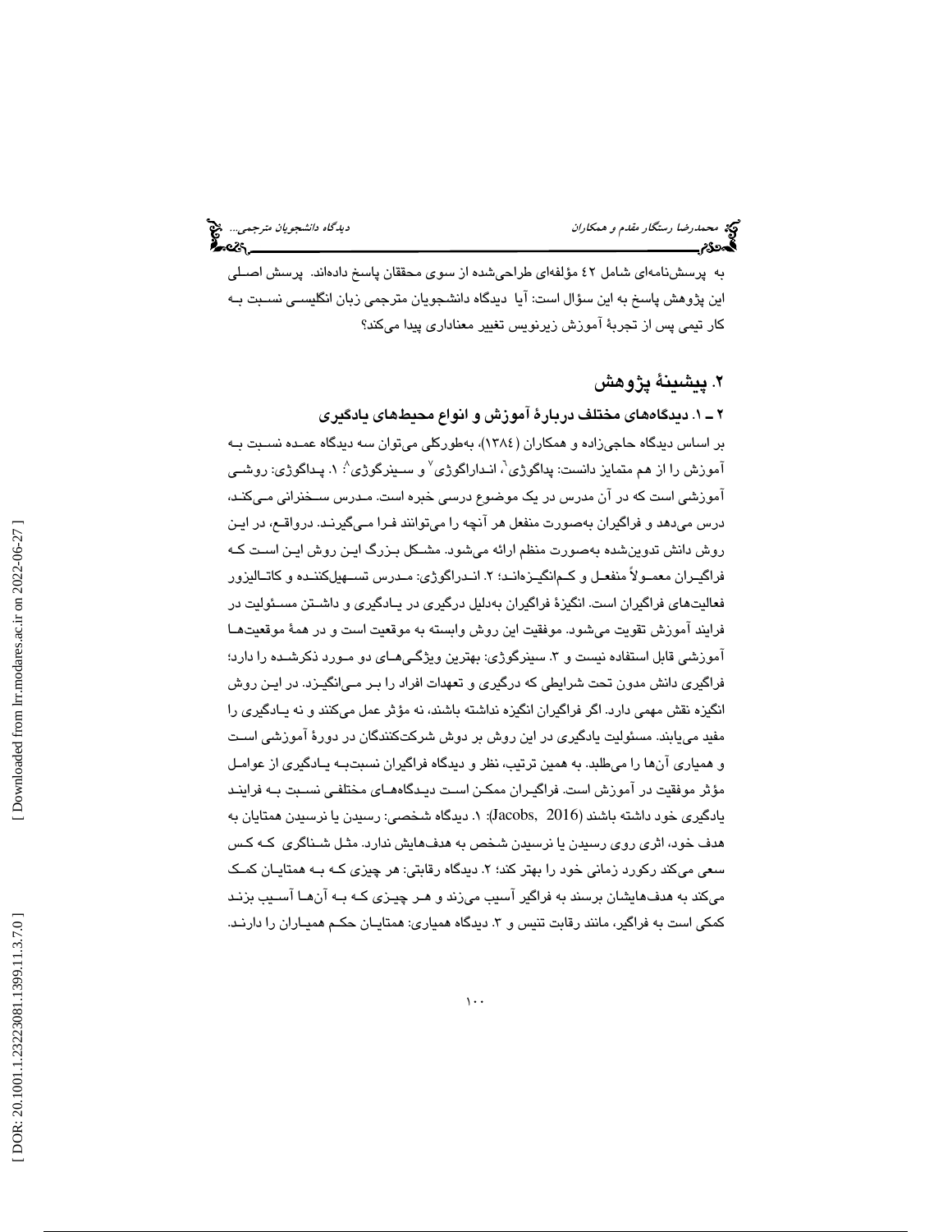به پرسش‌نامه‌ای شامل ۴۲ مؤلفه‌ای طراحی‌شده از سوی محققان پاسخ داده‌اند. پرسش اصلی این پژوهش پاسخ به این سؤال است: آیا دیدگاه دانشجویان مترجمی زبان انگلیسی نسبت به کار تیمی پس از تجربهٔ آموزش زیرنویس تغییر معناداری پیدا می‌کند؟

## ۲. پیشینهٔ پژوهش

### ۲ ـ ۱. دیدگاه‌های مختلف دربارهٔ آموزش و انواع محیط‌های یادگیری

بر اساس دیدگاه حاجی‌زاده و همکاران (۱۳۸۴)، به‌طورکلی می‌توان سه دیدگاه عمده نسبت به آموزش را از هم متمایز دانست: پداگوژی[6]، اندراگوژی[7] و سینرگوژی[8]: ۱. پداگوژی: روشی آموزشی است که در آن مدرس در یک موضوع درسی خبره است. مدرس سخنرانی می‌کند، درس می‌دهد و فراگیران به‌صورت منفعل هر آنچه را می‌توانند فرا می‌گیرند. درواقع، در این روش دانش تدوین‌شده به‌صورت منظم ارائه می‌شود. مشکل بزرگ این روش این است که فراگیران معمولاً منفعل و کم‌انگیزه‌اند؛ ۲. اندراگوژی: مدرس تسهیل‌کننده و کاتالیزور فعالیت‌های فراگیران است. انگیزهٔ فراگیران به‌دلیل درگیری در یادگیری و داشتن مسئولیت در فرایند آموزش تقویت می‌شود. موفقیت این روش وابسته به موقعیت است و در همهٔ موقعیت‌ها آموزشی قابل استفاده نیست و ۳. سینرگوژی: بهترین ویژگی‌های دو مورد ذکرشده را دارد؛ فراگیری دانش مدون تحت شرایطی که درگیری و تعهدات افراد را بر می‌انگیزد. در این روش انگیزه نقش مهمی دارد. اگر فراگیران انگیزه نداشته باشند، نه مؤثر عمل می‌کنند و نه یادگیری را مفید می‌یابند. مسئولیت یادگیری در این روش بر دوش شرکت‌کنندگان در دورهٔ آموزشی است و همیاری آن‌ها را می‌طلبد. به همین ترتیب، نظر و دیدگاه فراگیران نسبت‌به یادگیری از عوامل مؤثر موفقیت در آموزش است. فراگیران ممکن است دیدگاه‌های مختلفی نسبت به فرایند یادگیری خود داشته باشند (Jacobs, 2016): ۱. دیدگاه شخصی: رسیدن یا نرسیدن همتایان به هدف خود، اثری روی رسیدن یا نرسیدن شخص به هدف‌هایش ندارد. مثل شناگری که کس سعی می‌کند رکورد زمانی خود را بهتر کند؛ ۲. دیدگاه رقابتی: هر چیزی که به همتایان کمک می‌کند به هدف‌هایشان برسند به فراگیر آسیب می‌زند و هر چیزی که به آن‌ها آسیب بزند کمکی است به فراگیر، مانند رقابت تنیس و ۳. دیدگاه همیاری: همتایان حکم همیاران را دارند.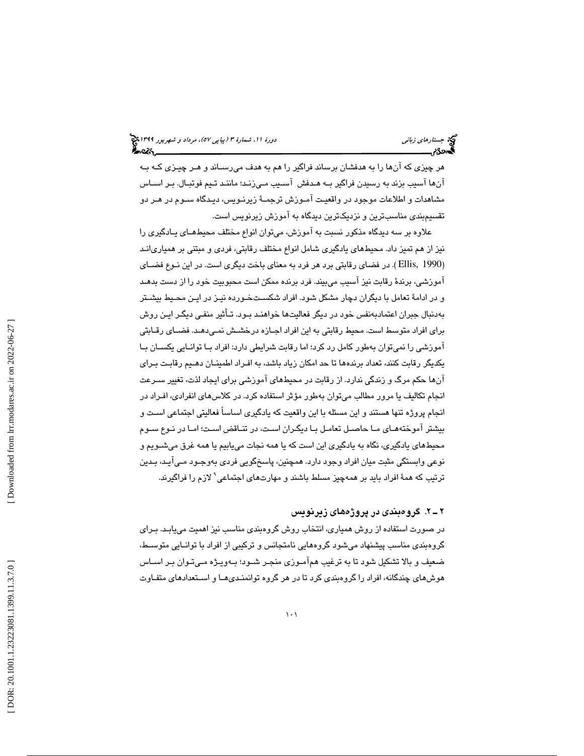هر چیزی که آن‌ها را به هدفشان برساند فراگیر را هم به هدف می‌رساند و هر چیزی که به آن‌ها آسیب بزند به رسیدن فراگیر به هدفش آسیب می‌زند؛ مانند تیم فوتبال. بر اساس مشاهدات و اطلاعات موجود در واقعیت آموزش ترجمهٔ زیرنویس، دیدگاه سوم در هر دو تقسیم‌بندی مناسب‌ترین و نزدیک‌ترین دیدگاه به آموزش زیرنویس است.

علاوه بر سه دیدگاه مذکور نسبت به آموزش، می‌توان انواع مختلف محیط‌های یادگیری را نیز از هم تمیز داد. محیط‌های یادگیری شامل انواع مختلف رقابتی، فردی و مبتنی بر همیاری‌اند (Ellis, 1990). در فضای رقابتی برد هر فرد به معنای باخت دیگری است. در این نوع فضای آموزشی، برندهٔ رقابت نیز آسیب می‌بیند. فرد برنده ممکن است محبوبیت خود را از دست بدهد و در ادامهٔ تعامل با دیگران دچار مشکل شود. افراد شکست‌خورده نیز در این محیط بیشتر به‌دنبال جبران اعتمادبه‌نفس خود در دیگر فعالیت‌ها خواهند بود. تأثیر منفی دیگر این روش برای افراد متوسط است. محیط رقابتی به این افراد اجازه درخشش نمی‌دهد. فضای رقابتی آموزشی را نمی‌توان به‌طور کامل رد کرد؛ اما رقابت شرایطی دارد: افراد با توانایی یکسان با یکدیگر رقابت کنند، تعداد برنده‌ها تا حد امکان زیاد باشد، به افراد اطمینان دهیم رقابت برای آن‌ها حکم مرگ و زندگی ندارد. از رقابت در محیط‌های آموزشی برای ایجاد لذت، تغییر سرعت انجام تکالیف یا مرور مطالب می‌توان به‌طور مؤثر استفاده کرد. در کلاس‌های انفرادی، افراد در انجام پروژه تنها هستند و این مسئله با این واقعیت که یادگیری اساساً فعالیتی اجتماعی است و بیشتر آموخته‌های ما حاصل تعامل با دیگران است، در تناقض است؛ اما در نوع سوم محیط‌های یادگیری، نگاه به یادگیری این است که یا همه نجات می‌یابیم یا همه غرق می‌شویم و نوعی وابستگی مثبت میان افراد وجود دارد. همچنین، پاسخ‌گویی فردی به‌وجود می‌آید، بدین ترتیب که همهٔ افراد باید بر همه‌چیز مسلط باشند و مهارت‌های اجتماعی[9] لازم را فراگیرند.

## ۲ ـ ۲. گروه‌بندی در پروژه‌های زیرنویس

در صورت استفاده از روش همیاری، انتخاب روش گروه‌بندی مناسب نیز اهمیت می‌یابد. برای گروه‌بندی مناسب پیشنهاد می‌شود گروه‌هایی نامتجانس و ترکیبی از افراد با توانایی متوسط، ضعیف و بالا تشکیل شود تا به ترغیب هم‌آموزی منجر شود؛ به‌ویژه می‌توان بر اساس هوش‌های چندگانه، افراد را گروه‌بندی کرد تا در هر گروه توانمندی‌ها و استعدادهای متفاوت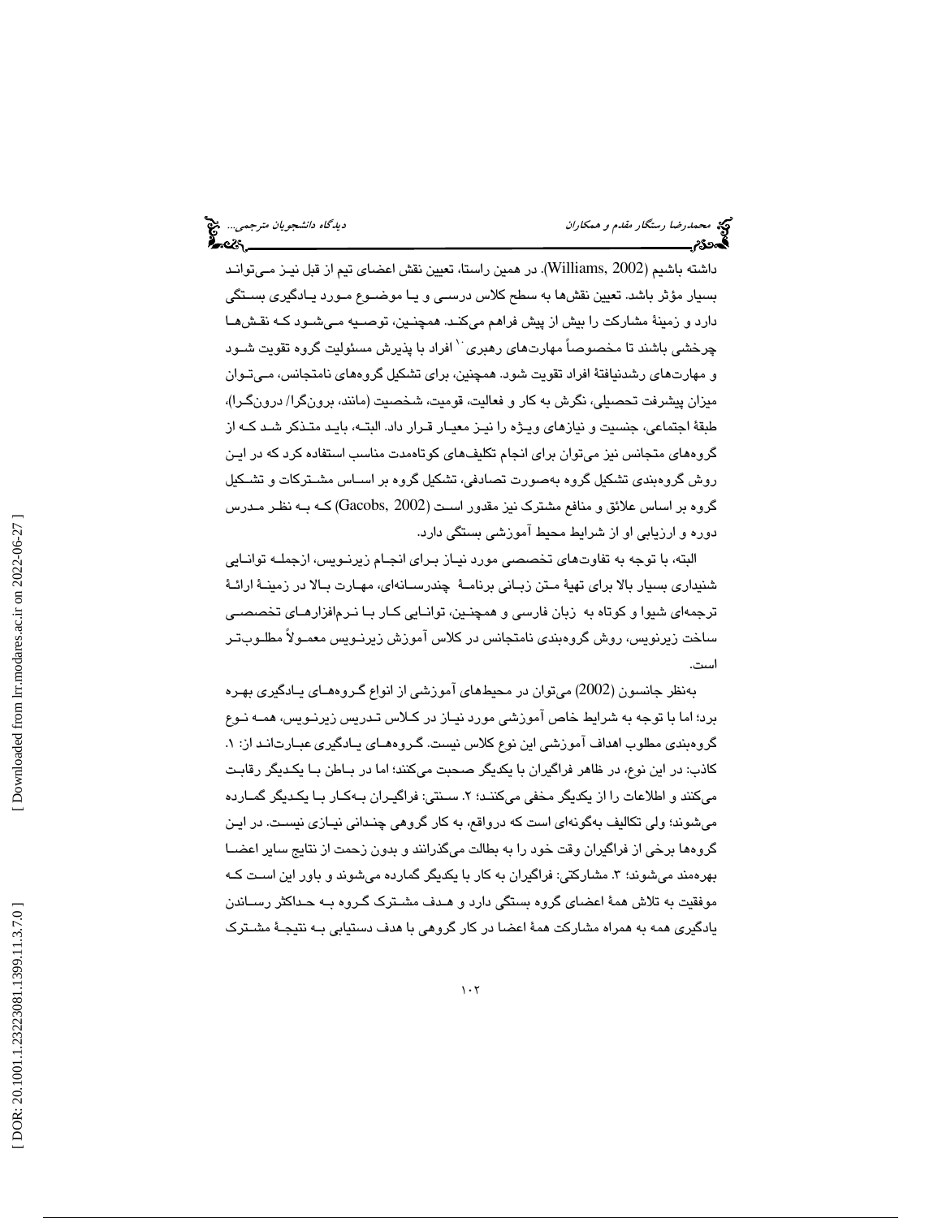داشته باشیم (Williams, 2002). در همین راستا، تعیین نقش اعضای تیم از قبل نیز می‌تواند بسیار مؤثر باشد. تعیین نقش‌ها به سطح کلاس درسی و یا موضوع مورد یادگیری بستگی دارد و زمینهٔ مشارکت را بیش از پیش فراهم می‌کند. همچنین، توصیه می‌شود که نقش‌ها چرخشی باشند تا مخصوصاً مهارت‌های رهبری[۱۰] افراد با پذیرش مسئولیت گروه تقویت شود و مهارت‌های رشدنیافتهٔ افراد تقویت شود. همچنین، برای تشکیل گروه‌های نامتجانس، می‌توان میزان پیشرفت تحصیلی، نگرش به کار و فعالیت، قومیت، شخصیت (مانند، برون‌گرا/ درون‌گرا)، طبقهٔ اجتماعی، جنسیت و نیازهای ویژه را نیز معیار قرار داد. البته، باید متذکر شد که از گروه‌های متجانس نیز می‌توان برای انجام تکلیف‌های کوتاه‌مدت مناسب استفاده کرد که در این روش گروه‌بندی تشکیل گروه به‌صورت تصادفی، تشکیل گروه بر اساس مشترکات و تشکیل گروه بر اساس علائق و منافع مشترک نیز مقدور است (Gacobs, 2002) که به نظر مدرس دوره و ارزیابی او از شرایط محیط آموزشی بستگی دارد.

البته، با توجه به تفاوت‌های تخصصی مورد نیاز برای انجام زیرنویس، ازجمله توانایی شنیداری بسیار بالا برای تهیهٔ متن زبانی برنامهٔ چندرسانه‌ای، مهارت بالا در زمینهٔ ارائهٔ ترجمه‌ای شیوا و کوتاه به زبان فارسی و همچنین، توانایی کار با نرم‌افزارهای تخصصی ساخت زیرنویس، روش گروه‌بندی نامتجانس در کلاس آموزش زیرنویس معمولاً مطلوب‌تر است.

به‌نظر جانسون (2002) می‌توان در محیط‌های آموزشی از انواع گروه‌های یادگیری بهره برد؛ اما با توجه به شرایط خاص آموزشی مورد نیاز در کلاس تدریس زیرنویس، همه نوع گروه‌بندی مطلوب اهداف آموزشی این نوع کلاس نیست. گروه‌های یادگیری عبارت‌اند از: ۱. کاذب: در این نوع، در ظاهر فراگیران با یکدیگر صحبت می‌کنند؛ اما در باطن با یکدیگر رقابت می‌کنند و اطلاعات را از یکدیگر مخفی می‌کنند؛ ۲. سنتی: فراگیران به‌کار با یکدیگر گمارده می‌شوند؛ ولی تکالیف به‌گونه‌ای است که درواقع، به کار گروهی چندانی نیازی نیست. در این گروه‌ها برخی از فراگیران وقت خود را به بطالت می‌گذرانند و بدون زحمت از نتایج سایر اعضا بهره‌مند می‌شوند؛ ۳. مشارکتی: فراگیران به کار با یکدیگر گمارده می‌شوند و باور این است که موفقیت به تلاش همهٔ اعضای گروه بستگی دارد و هدف مشترک گروه به حداکثر رساندن یادگیری همه به همراه مشارکت همهٔ اعضا در کار گروهی با هدف دستیابی به نتیجهٔ مشترک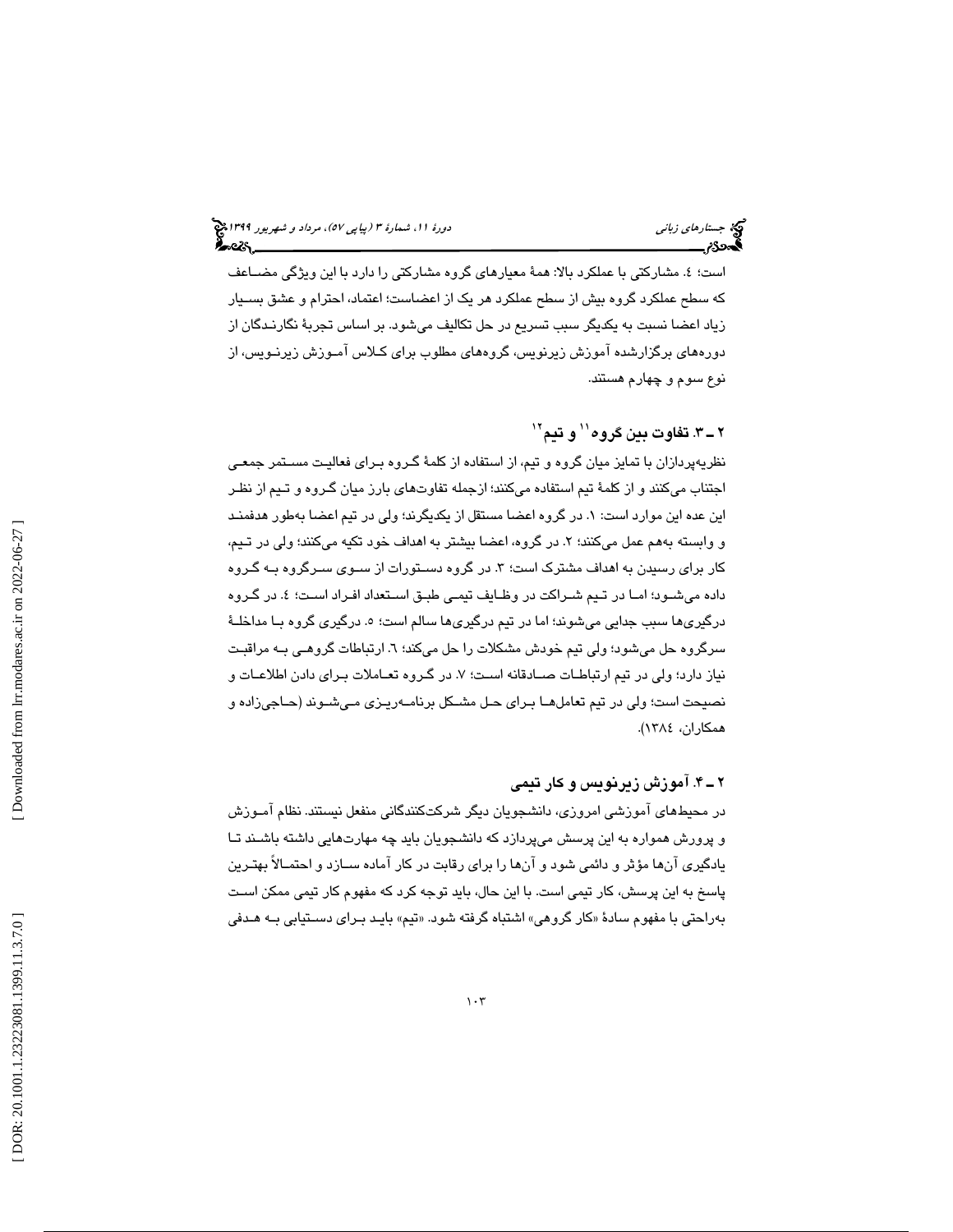است؛ ٤. مشارکتی با عملکرد بالا: همهٔ معیارهای گروه مشارکتی را دارد با این ویژگی مضاعف که سطح عملکرد گروه بیش از سطح عملکرد هر یک از اعضاست؛ اعتماد، احترام و عشق بسیار زیاد اعضا نسبت به یکدیگر سبب تسریع در حل تکالیف می‌شود. بر اساس تجربهٔ نگارندگان از دوره‌های برگزارشده آموزش زیرنویس، گروه‌های مطلوب برای کلاس آموزش زیرنویس، از نوع سوم و چهارم هستند.

## ٢ ـ ٣. تفاوت بین گروه[11] و تیم[12]

نظریه‌پردازان با تمایز میان گروه و تیم، از استفاده از کلمهٔ گروه برای فعالیت مستمر جمعی اجتناب می‌کنند و از کلمهٔ تیم استفاده می‌کنند؛ ازجمله تفاوت‌های بارز میان گروه و تیم از نظر این عده این موارد است: ١. در گروه اعضا مستقل از یکدیگرند؛ ولی در تیم اعضا به‌طور هدفمند و وابسته به‌هم عمل می‌کنند؛ ٢. در گروه، اعضا بیشتر به اهداف خود تکیه می‌کنند؛ ولی در تیم، کار برای رسیدن به اهداف مشترک است؛ ٣. در گروه دستورات از سوی سرگروه به گروه داده می‌شود؛ اما در تیم شراکت در وظایف تیمی طبق استعداد افراد است؛ ٤. در گروه درگیری‌ها سبب جدایی می‌شوند؛ اما در تیم درگیری‌ها سالم است؛ ٥. درگیری گروه با مداخلهٔ سرگروه حل می‌شود؛ ولی تیم خودش مشکلات را حل می‌کند؛ ٦. ارتباطات گروهی به مراقبت نیاز دارد؛ ولی در تیم ارتباطات صادقانه است؛ ٧. در گروه تعاملات برای دادن اطلاعات و نصیحت است؛ ولی در تیم تعامل‌ها برای حل مشکل برنامه‌ریزی می‌شوند (حاجی‌زاده و همکاران، ١٣٨٤).

## ٢ ـ ٤. آموزش زیرنویس و کار تیمی

در محیط‌های آموزشی امروزی، دانشجویان دیگر شرکت‌کنندگانی منفعل نیستند. نظام آموزش و پرورش همواره به این پرسش می‌پردازد که دانشجویان باید چه مهارت‌هایی داشته باشند تا یادگیری آن‌ها مؤثر و دائمی شود و آن‌ها را برای رقابت در کار آماده سازد و احتمالاً بهترین پاسخ به این پرسش، کار تیمی است. با این حال، باید توجه کرد که مفهوم کار تیمی ممکن است به‌راحتی با مفهوم سادهٔ «کار گروهی» اشتباه گرفته شود. «تیم» باید برای دستیابی به هدفی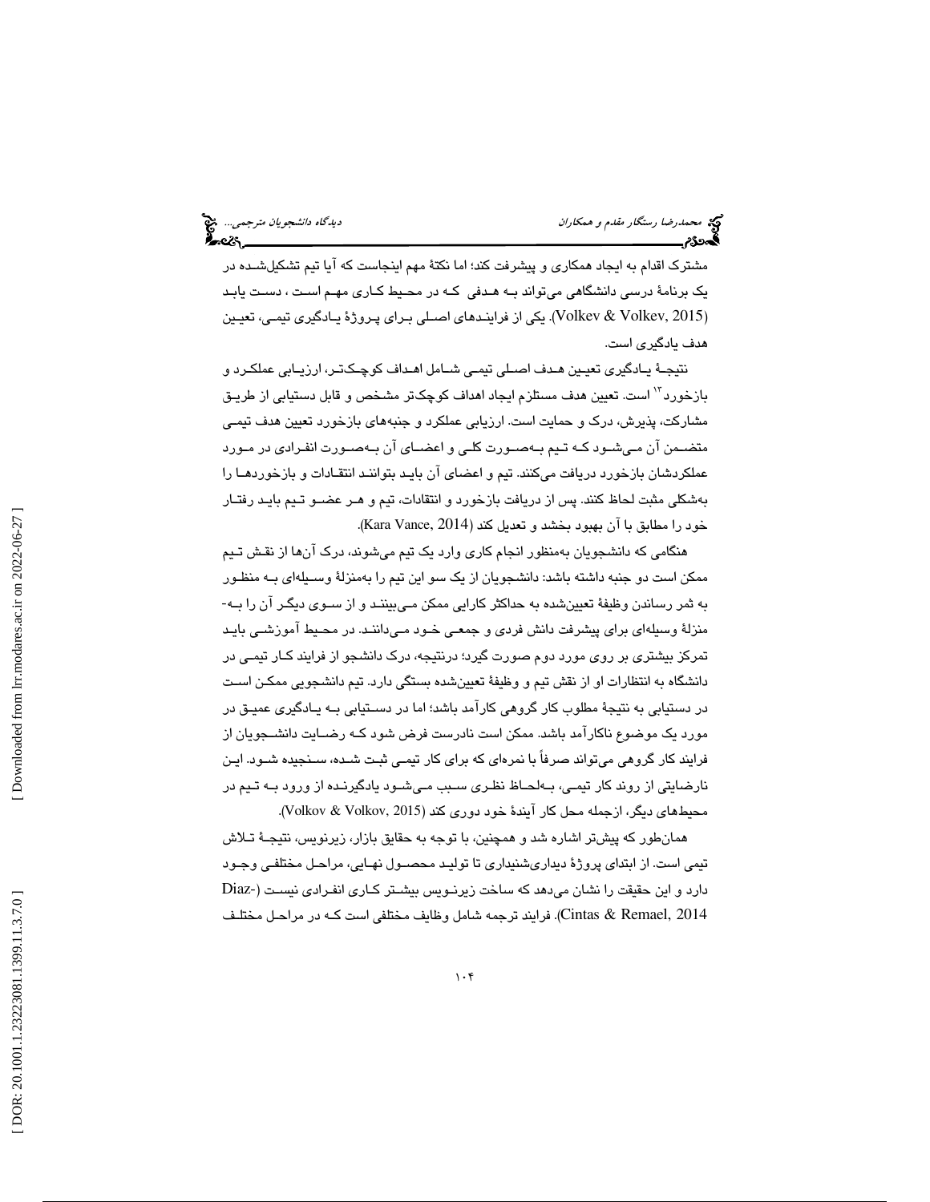مشترک اقدام به ایجاد همکاری و پیشرفت کند؛ اما نکتهٔ مهم اینجاست که آیا تیم تشکیل‌شده در یک برنامهٔ درسی دانشگاهی می‌تواند به هدفی که در محیط کاری مهم است، دست یابد (Volkev & Volkev, 2015). یکی از فرایندهای اصلی برای پروژهٔ یادگیری تیمی، تعیین هدف یادگیری است.

نتیجهٔ یادگیری تعیین هدف اصلی تیمی شامل اهداف کوچک‌تر، ارزیابی عملکرد و بازخورد[۱۲] است. تعیین هدف مستلزم ایجاد اهداف کوچک‌تر مشخص و قابل دستیابی از طریق مشارکت، پذیرش، درک و حمایت است. ارزیابی عملکرد و جنبه‌های بازخورد تعیین هدف تیمی متضمن آن می‌شود که تیم به‌صورت کلی و اعضای آن به‌صورت انفرادی در مورد عملکردشان بازخورد دریافت می‌کنند. تیم و اعضای آن باید بتوانند انتقادات و بازخوردها را به‌شکلی مثبت لحاظ کنند. پس از دریافت بازخورد و انتقادات، تیم و هر عضو تیم باید رفتار خود را مطابق با آن بهبود بخشد و تعدیل کند (Kara Vance, 2014).

هنگامی که دانشجویان به‌منظور انجام کاری وارد یک تیم می‌شوند، درک آن‌ها از نقش تیم ممکن است دو جنبه داشته باشد: دانشجویان از یک سو این تیم را به‌منزلهٔ وسیله‌ای به منظور به ثمر رساندن وظیفهٔ تعیین‌شده به حداکثر کارایی ممکن می‌بینند و از سوی دیگر آن را به‌منزلهٔ وسیله‌ای برای پیشرفت دانش فردی و جمعی خود می‌دانند. در محیط آموزشی باید تمرکز بیشتری بر روی مورد دوم صورت گیرد؛ درنتیجه، درک دانشجو از فرایند کار تیمی در دانشگاه به انتظارات او از نقش تیم و وظیفهٔ تعیین‌شده بستگی دارد. تیم دانشجویی ممکن است در دستیابی به نتیجهٔ مطلوب کار گروهی کارآمد باشد؛ اما در دستیابی به یادگیری عمیق در مورد یک موضوع ناکارآمد باشد. ممکن است نادرست فرض شود که رضایت دانشجویان از فرایند کار گروهی می‌تواند صرفاً با نمره‌ای که برای کار تیمی ثبت شده، سنجیده شود. این نارضایتی از روند کار تیمی، به‌لحاظ نظری سبب می‌شود یادگیرنده از ورود به تیم در محیط‌های دیگر، ازجمله محل کار آیندهٔ خود دوری کند (Volkov & Volkov, 2015).

همان‌طور که پیش‌تر اشاره شد و همچنین، با توجه به حقایق بازار، زیرنویس، نتیجهٔ تلاش تیمی است. از ابتدای پروژهٔ دیداری‌شنیداری تا تولید محصول نهایی، مراحل مختلفی وجود دارد و این حقیقت را نشان می‌دهد که ساخت زیرنویس بیشتر کاری انفرادی نیست (Diaz-Cintas & Remael, 2014). فرایند ترجمه شامل وظایف مختلفی است که در مراحل مختلف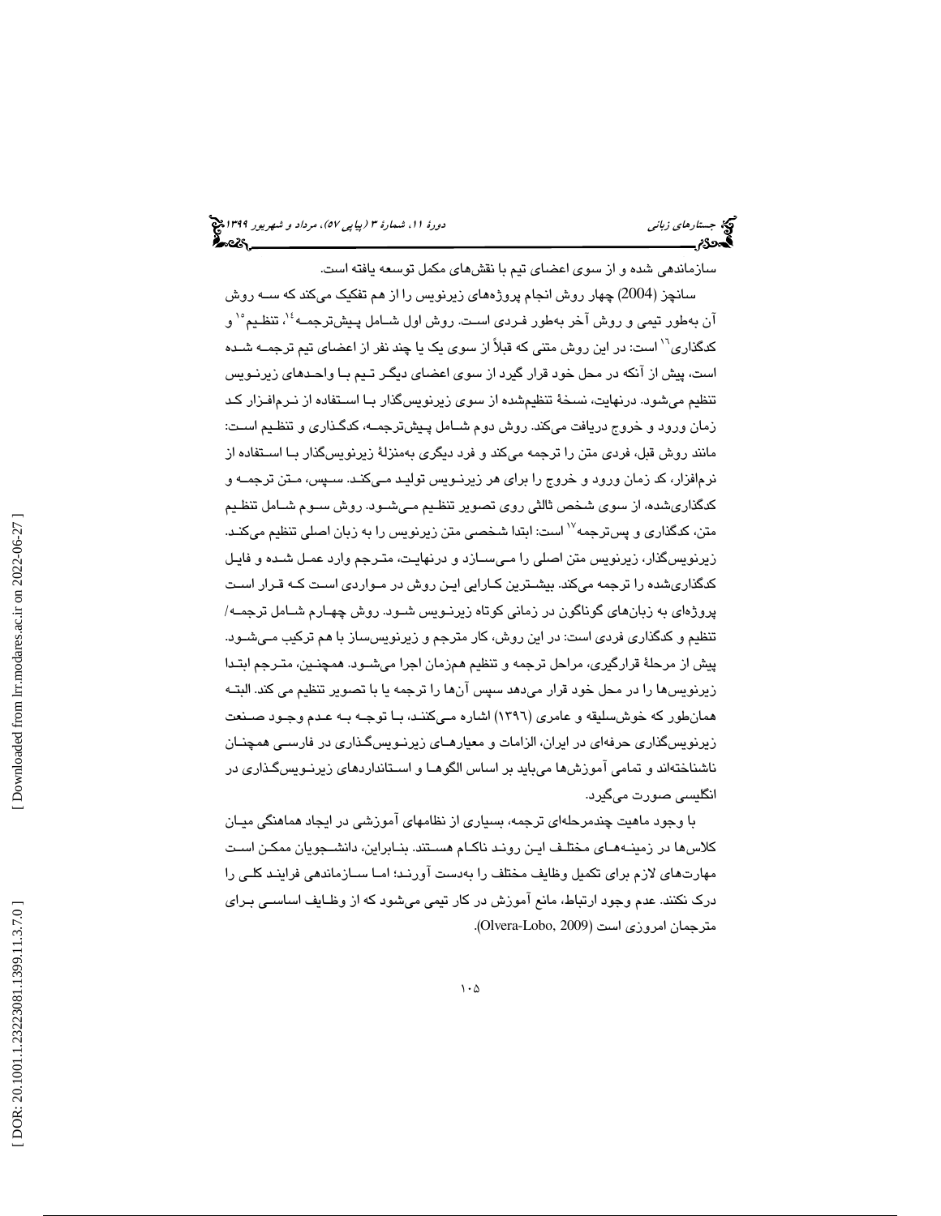سازماندهی شده و از سوی اعضای تیم با نقش‌های مکمل توسعه یافته است.

سانچز (2004) چهار روش انجام پروژه‌های زیرنویس را از هم تفکیک می‌کند که سه روش آن به‌طور تیمی و روش آخر به‌طور فردی است. روش اول شامل پیش‌ترجمه[14]، تنظیم[15] و کدگذاری[16] است: در این روش متنی که قبلاً از سوی یک یا چند نفر از اعضای تیم ترجمه شده است، پیش از آنکه در محل خود قرار گیرد از سوی اعضای دیگر تیم با واحدهای زیرنویس تنظیم می‌شود. درنهایت، نسخهٔ تنظیم‌شده از سوی زیرنویس‌گذار با استفاده از نرم‌افزار کد زمان ورود و خروج دریافت می‌کند. روش دوم شامل پیش‌ترجمه، کدگذاری و تنظیم است: مانند روش قبل، فردی متن را ترجمه می‌کند و فرد دیگری به‌منزلهٔ زیرنویس‌گذار با استفاده از نرم‌افزار، کد زمان ورود و خروج را برای هر زیرنویس تولید می‌کند. سپس، متن ترجمه و کدگذاری‌شده، از سوی شخص ثالثی روی تصویر تنظیم می‌شود. روش سوم شامل تنظیم متن، کدگذاری و پس‌ترجمه[17] است: ابتدا شخصی متن زیرنویس را به زبان اصلی تنظیم می‌کند. زیرنویس‌گذار، زیرنویس متن اصلی را می‌سازد و درنهایت، مترجم وارد عمل شده و فایل کدگذاری‌شده را ترجمه می‌کند. بیشترین کارایی این روش در مواردی است که قرار است پروژه‌ای به زبان‌های گوناگون در زمانی کوتاه زیرنویس شود. روش چهارم شامل ترجمه/ تنظیم و کدگذاری فردی است: در این روش، کار مترجم و زیرنویس‌ساز با هم ترکیب می‌شود. پیش از مرحلهٔ قرارگیری، مراحل ترجمه و تنظیم همزمان اجرا می‌شود. همچنین، مترجم ابتدا زیرنویس‌ها را در محل خود قرار می‌دهد سپس آن‌ها را ترجمه یا با تصویر تنظیم می کند. البته همان‌طور که خوش‌سلیقه و عامری (۱۳۹۶) اشاره می‌کنند، با توجه به عدم وجود صنعت زیرنویس‌گذاری حرفه‌ای در ایران، الزامات و معیارهای زیرنویس‌گذاری در فارسی همچنان ناشناخته‌اند و تمامی آموزش‌ها می‌باید بر اساس الگوها و استانداردهای زیرنویس‌گذاری در انگلیسی صورت می‌گیرد.

با وجود ماهیت چندمرحله‌ای ترجمه، بسیاری از نظامهای آموزشی در ایجاد هماهنگی میان کلاس‌ها در زمینه‌های مختلف این روند ناکام هستند. بنابراین، دانشجویان ممکن است مهارت‌های لازم برای تکمیل وظایف مختلف را به‌دست آورند؛ اما سازماندهی فرایند کلی را درک نکنند. عدم وجود ارتباط، مانع آموزش در کار تیمی می‌شود که از وظایف اساسی برای مترجمان امروزی است (Olvera-Lobo, 2009).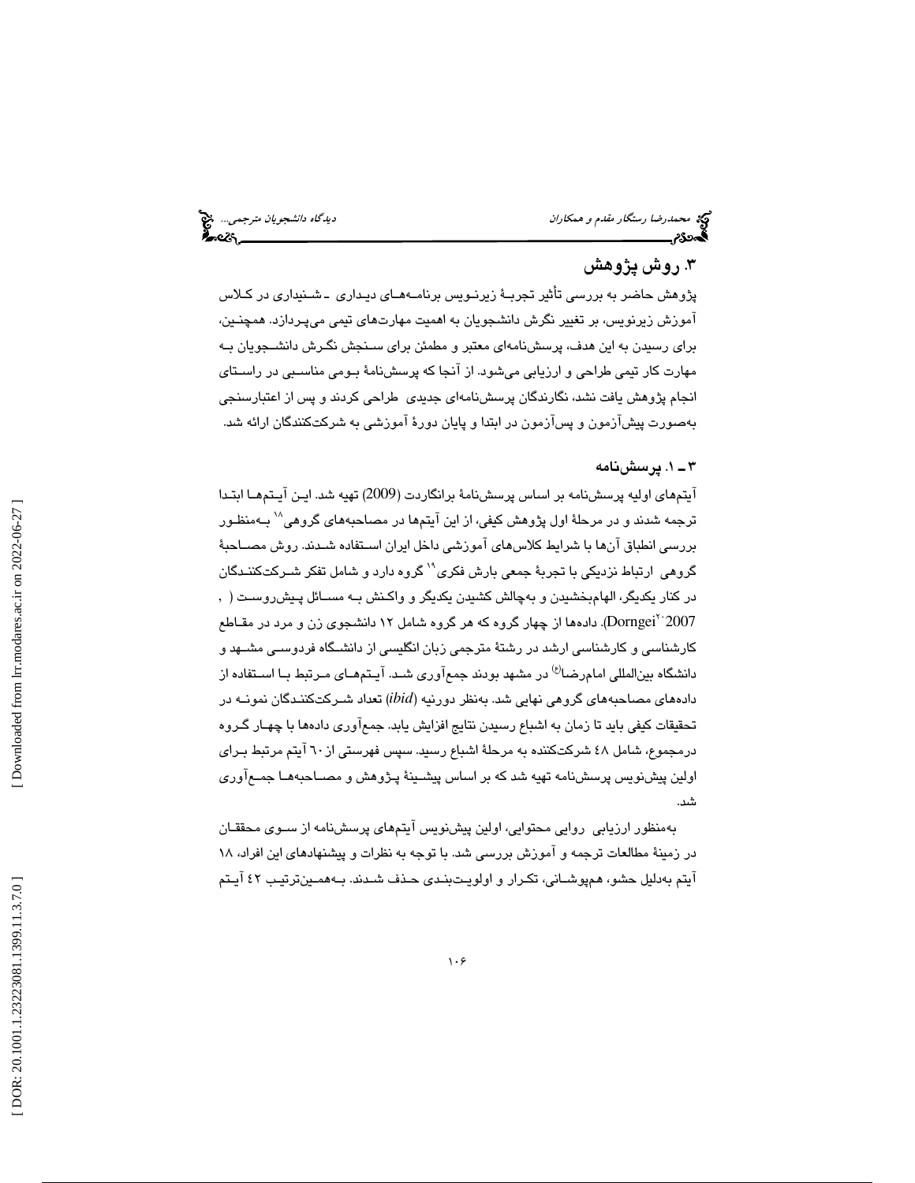## ۳. روش پژوهش

پژوهش حاضر به بررسی تأثیر تجربهٔ زیرنویس برنامه‌های دیداری ـ شنیداری در کلاس آموزش زیرنویس، بر تغییر نگرش دانشجویان به اهمیت مهارت‌های تیمی می‌پردازد. همچنین، برای رسیدن به این هدف، پرسش‌نامه‌ای معتبر و مطمئن برای سنجش نگرش دانشجویان به مهارت کار تیمی طراحی و ارزیابی می‌شود. از آنجا که پرسش‌نامهٔ بومی مناسبی در راستای انجام پژوهش یافت نشد، نگارندگان پرسش‌نامه‌ای جدیدی طراحی کردند و پس از اعتبارسنجی به‌صورت پیش‌آزمون و پس‌آزمون در ابتدا و پایان دورهٔ آموزشی به شرکت‌کنندگان ارائه شد.

### ۳ ـ ۱. پرسش‌نامه

آیتم‌های اولیه پرسش‌نامه بر اساس پرسش‌نامهٔ برانگاردت (2009) تهیه شد. این آیتم‌ها ابتدا ترجمه شدند و در مرحلهٔ اول پژوهش کیفی، از این آیتم‌ها در مصاحبه‌های گروهی[۱۸] به‌منظور بررسی انطباق آن‌ها با شرایط کلاس‌های آموزشی داخل ایران استفاده شدند. روش مصاحبهٔ گروهی ارتباط نزدیکی با تجربهٔ جمعی بارش فکری[۱۹] گروه دارد و شامل تفکر شرکت‌کنندگان در کنار یکدیگر، الهام‌بخشیدن و به‌چالش کشیدن یکدیگر و واکنش به مسائل پیش‌روست (Dorngei[۲۰], 2007). داده‌ها از چهار گروه که هر گروه شامل ۱۲ دانشجوی زن و مرد در مقاطع کارشناسی و کارشناسی ارشد در رشتهٔ مترجمی زبان انگلیسی از دانشگاه فردوسی مشهد و دانشگاه بین‌المللی امام‌رضا(ع) در مشهد بودند جمع‌آوری شد. آیتم‌های مرتبط با استفاده از داده‌های مصاحبه‌های گروهی نهایی شد. به‌نظر دورنیه (*ibid*) تعداد شرکت‌کنندگان نمونه در تحقیقات کیفی باید تا زمان رسیدن به اشباع رسیدن نتایج افزایش یابد. جمع‌آوری داده‌ها با چهار گروه درمجموع، شامل ۴۸ شرکت‌کننده به مرحلهٔ اشباع رسید. سپس فهرستی از ٦٠ آیتم مرتبط برای اولین پیش‌نویس پرسش‌نامه تهیه شد که بر اساس پیشینهٔ پژوهش و مصاحبه‌ها جمع‌آوری شد.

به‌منظور ارزیابی روایی محتوایی، اولین پیش‌نویس آیتم‌های پرسش‌نامه از سوی محققان در زمینهٔ مطالعات ترجمه و آموزش بررسی شد. با توجه به نظرات و پیشنهادهای این افراد، ۱۸ آیتم به‌دلیل حشو، هم‌پوشانی، تکرار و اولویت‌بندی حذف شدند. به‌همین‌ترتیب ۴۲ آیتم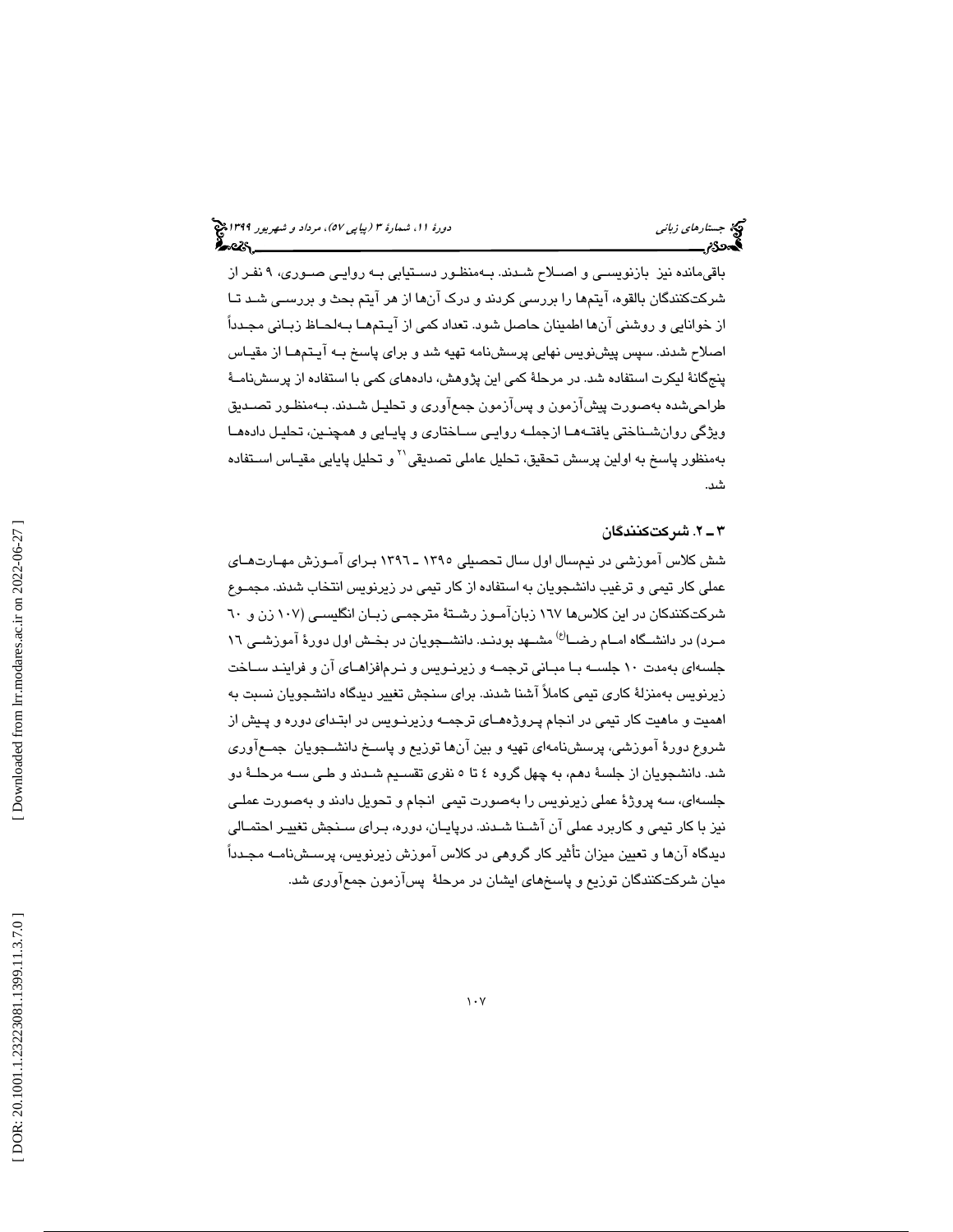باقی‌مانده نیز بازنویسی و اصلاح شدند. به‌منظور دستیابی به روایی صوری، ۹ نفر از شرکت‌کنندگان بالقوه، آیتم‌ها را بررسی کردند و درک آن‌ها از هر آیتم بحث و بررسی شد تا از خوانایی و روشنی آن‌ها اطمینان حاصل شود. تعداد کمی از آیتم‌ها به‌لحاظ زبانی مجدداً اصلاح شدند. سپس پیش‌نویس نهایی پرسش‌نامه تهیه شد و برای پاسخ به آیتم‌ها از مقیاس پنج‌گانهٔ لیکرت استفاده شد. در مرحلهٔ کمی این پژوهش، داده‌های کمی با استفاده از پرسش‌نامهٔ طراحی‌شده به‌صورت پیش‌آزمون و پس‌آزمون جمع‌آوری و تحلیل شدند. به‌منظور تصدیق ویژگی روان‌شناختی یافته‌ها ازجمله روایی ساختاری و پایایی و همچنین، تحلیل داده‌ها به‌منظور پاسخ به اولین پرسش تحقیق، تحلیل عاملی تصدیقی[۲۱] و تحلیل پایایی مقیاس استفاده شد.

### ۳ ـ ۲. شرکت‌کنندگان

شش کلاس آموزشی در نیم‌سال اول سال تحصیلی ۱۳۹۵ ـ ۱۳۹۶ برای آموزش مهارت‌های عملی کار تیمی و ترغیب دانشجویان به استفاده از کار تیمی در زیرنویس انتخاب شدند. مجموع شرکت‌کنندگان در این کلاس‌ها ۱۶۷ زبان‌آموز رشتهٔ مترجمی زبان انگلیسی (۱۰۷ زن و ۶۰ مرد) در دانشگاه امام رضا(ع) مشهد بودند. دانشجویان در بخش اول دورهٔ آموزشی ۱۶ جلسه‌ای به‌مدت ۱۰ جلسه با مبانی ترجمه و زیرنویس و نرم‌افزارهای آن و فرایند ساخت زیرنویس به‌منزلهٔ کاری تیمی کاملاً آشنا شدند. برای سنجش تغییر دیدگاه دانشجویان نسبت به اهمیت و ماهیت کار تیمی در انجام پروژه‌های ترجمه وزیرنویس در ابتدای دوره و پیش از شروع دورهٔ آموزشی، پرسش‌نامه‌ای تهیه و بین آن‌ها توزیع و پاسخ دانشجویان جمع‌آوری شد. دانشجویان از جلسهٔ دهم، به چهل گروه ٤ تا ٥ نفری تقسیم شدند و طی سه مرحلهٔ دو جلسه‌ای، سه پروژهٔ عملی زیرنویس را به‌صورت تیمی انجام و تحویل دادند و به‌صورت عملی نیز با کار تیمی و کاربرد عملی آن آشنا شدند. درپایان، دوره، برای سنجش تغییر احتمالی دیدگاه آن‌ها و تعیین میزان تأثیر کار گروهی در کلاس آموزش زیرنویس، پرسش‌نامه مجدداً میان شرکت‌کنندگان توزیع و پاسخ‌های ایشان در مرحلهٔ پس‌آزمون جمع‌آوری شد.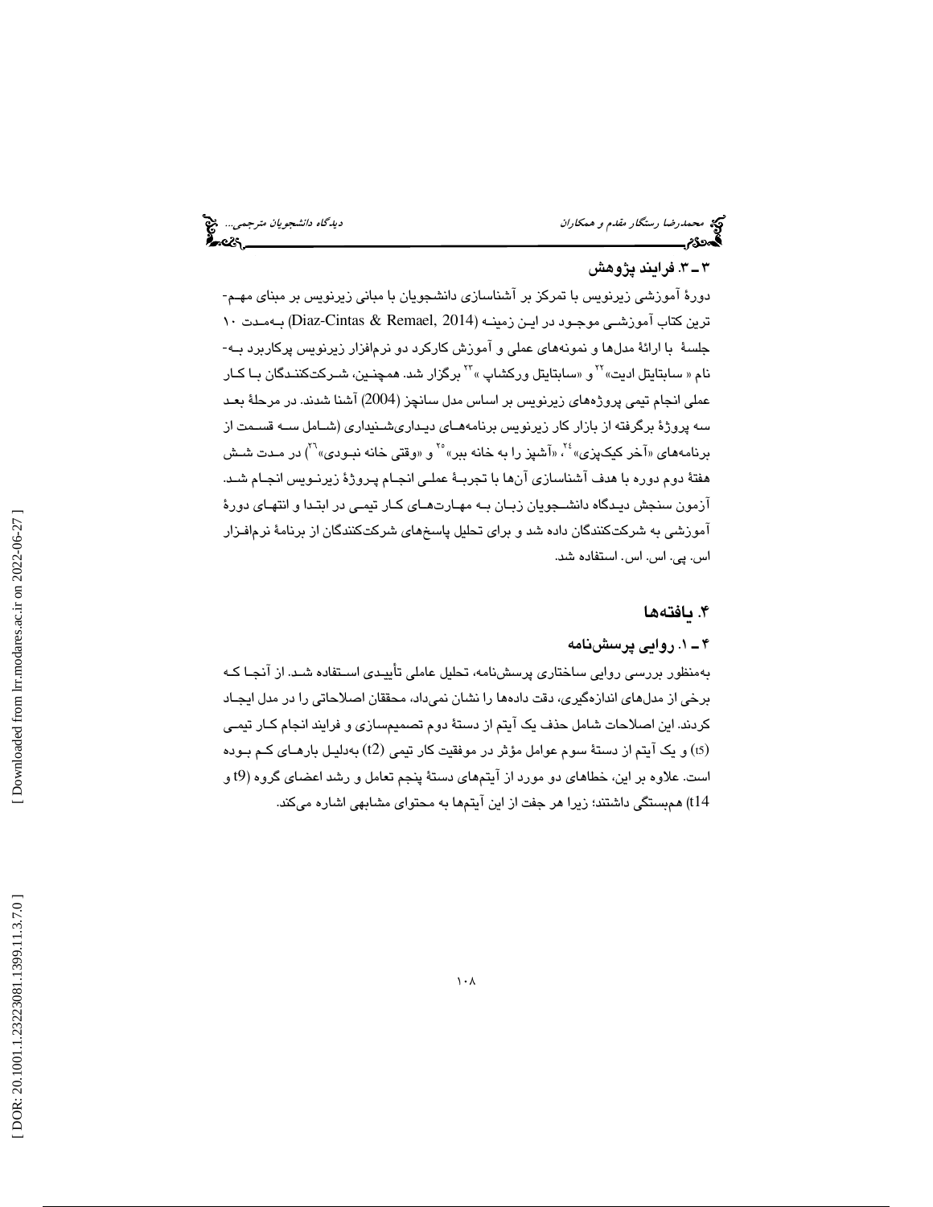### ۳ ـ ۳. فرایند پژوهش

دورهٔ آموزشی زیرنویس با تمرکز بر آشناسازی دانشجویان با مبانی زیرنویس بر مبنای مهم‌ترین کتاب آموزشی موجود در این زمینه (Diaz-Cintas & Remael, 2014) به‌مدت ۱۰ جلسهٔ با ارائهٔ مدل‌ها و نمونه‌های عملی و آموزش کارکرد دو نرم‌افزار زیرنویس پرکاربرد به‌نام « سابتایتل ادیت»[۲۲] و «سابتایتل ورکشاپ »[۲۳] برگزار شد. همچنین، شرکت‌کنندگان با کار عملی انجام تیمی پروژه‌های زیرنویس بر اساس مدل سانچز (2004) آشنا شدند. در مرحلهٔ بعد سه پروژهٔ برگرفته از بازار کار زیرنویس برنامه‌های دیداری‌شنیداری (شامل سه قسمت از برنامه‌های «آخر کیک‌پزی»[۲۴]، «آشپز را به خانه ببر»[۲۵] و «وقتی خانه نبودی»[۲۶]) در مدت شش هفتهٔ دوم دوره با هدف آشناسازی آن‌ها با تجربهٔ عملی انجام پروژهٔ زیرنویس انجام شد. آزمون سنجش دیدگاه دانشجویان زبان به مهارت‌های کار تیمی در ابتدا و انتهای دورهٔ آموزشی به شرکت‌کنندگان داده شد و برای تحلیل پاسخ‌های شرکت‌کنندگان از برنامهٔ نرم‌افزار اس. پی. اس. اس. استفاده شد.

## ۴. یافته‌ها

### ۴ ـ ۱. روایی پرسش‌نامه

به‌منظور بررسی روایی ساختاری پرسش‌نامه، تحلیل عاملی تأییدی استفاده شد. از آنجا که برخی از مدل‌های اندازه‌گیری، دقت داده‌ها را نشان نمی‌داد، محققان اصلاحاتی را در مدل ایجاد کردند. این اصلاحات شامل حذف یک آیتم از دستهٔ دوم تصمیم‌سازی و فرایند انجام کار تیمی (t5) و یک آیتم از دستهٔ سوم عوامل مؤثر در موفقیت کار تیمی (t2) به‌دلیل بارهای کم بوده است. علاوه بر این، خطاهای دو مورد از آیتم‌های دستهٔ پنجم تعامل و رشد اعضای گروه (t9 و t14) هم‌بستگی داشتند؛ زیرا هر جفت از این آیتم‌ها به محتوای مشابهی اشاره می‌کند.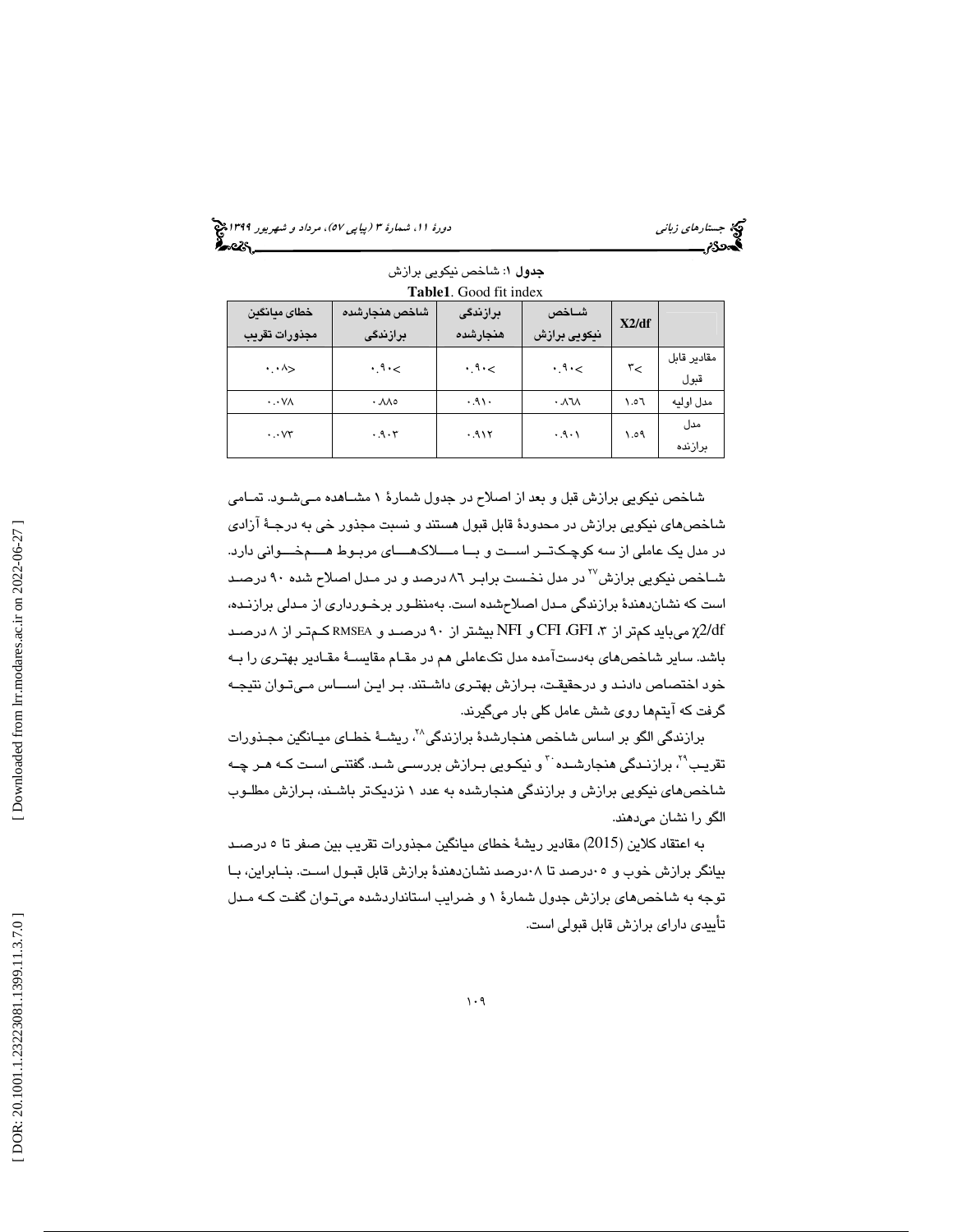**جدول ۱**: شاخص نیکویی برازش

**Table1**. Good fit index

| | X2/df | شاخص نیکویی برازش | برازندگی هنجارشده | شاخص هنجارشده برازندگی | خطای میانگین مجذورات تقریب |
|---|---|---|---|---|---|
| مقادیر قابل قبول | ۳< | ۰.۹۰< | ۰.۹۰< | ۰.۹۰< | ۰.۰۸> |
| مدل اولیه | ۱.۵٦ | ۰.۸٦۸ | ۰.۹۱۰ | ۰.۸۸۵ | ۰.۰۷۸ |
| مدل برازنده | ۱.۵۹ | ۰.۹۰۱ | ۰.۹۱۲ | ۰.۹۰۳ | ۰.۰۷۳ |

شاخص نیکویی برازش قبل و بعد از اصلاح در جدول شمارهٔ ۱ مشاهده می‌شود. تمامی شاخص‌های نیکویی برازش در محدودهٔ قابل قبول هستند و نسبت مجذور خی به درجهٔ آزادی در مدل یک عاملی از سه کوچک‌تر است و با ملاک‌های مربوط همخوانی دارد. شاخص نیکویی برازش[27] در مدل نخست برابر ۸٦ درصد و در مدل اصلاح شده ۹۰ درصد است که نشان‌دهندهٔ برازندگی مدل اصلاح‌شده است. به‌منظور برخورداری از مدلی برازنده، $\chi2/df$ می‌باید کم‌تر از ۳، CFI ،GFI و NFI بیشتر از ۹۰ درصد و RMSEA کم‌تر از ۸ درصد باشد. سایر شاخص‌های به‌دست‌آمده مدل تک‌عاملی هم در مقام مقایسهٔ مقادیر بهتری را به خود اختصاص دادند و درحقیقت، برازش بهتری داشتند. بر این اساس می‌توان نتیجه گرفت که آیتم‌ها روی شش عامل کلی بار می‌گیرند.

برازندگی الگو بر اساس شاخص هنجارشدهٔ برازندگی[28]، ریشهٔ خطای میانگین مجذورات تقریب[29]، برازندگی هنجارشده[30] و نیکویی برازش بررسی شد. گفتنی است که هر چه شاخص‌های نیکویی برازش و برازندگی هنجارشده به عدد ۱ نزدیک‌تر باشند، برازش مطلوب الگو را نشان می‌دهند.

به اعتقاد کلاین (2015) مقادیر ریشهٔ خطای میانگین مجذورات تقریب بین صفر تا ۵ درصد بیانگر برازش خوب و ۰۵ درصد تا ۰۸ درصد نشان‌دهندهٔ برازش قابل قبول است. بنابراین، با توجه به شاخص‌های برازش جدول شمارهٔ ۱ و ضرایب استانداردشده می‌توان گفت که مدل تأییدی دارای برازش قابل قبولی است.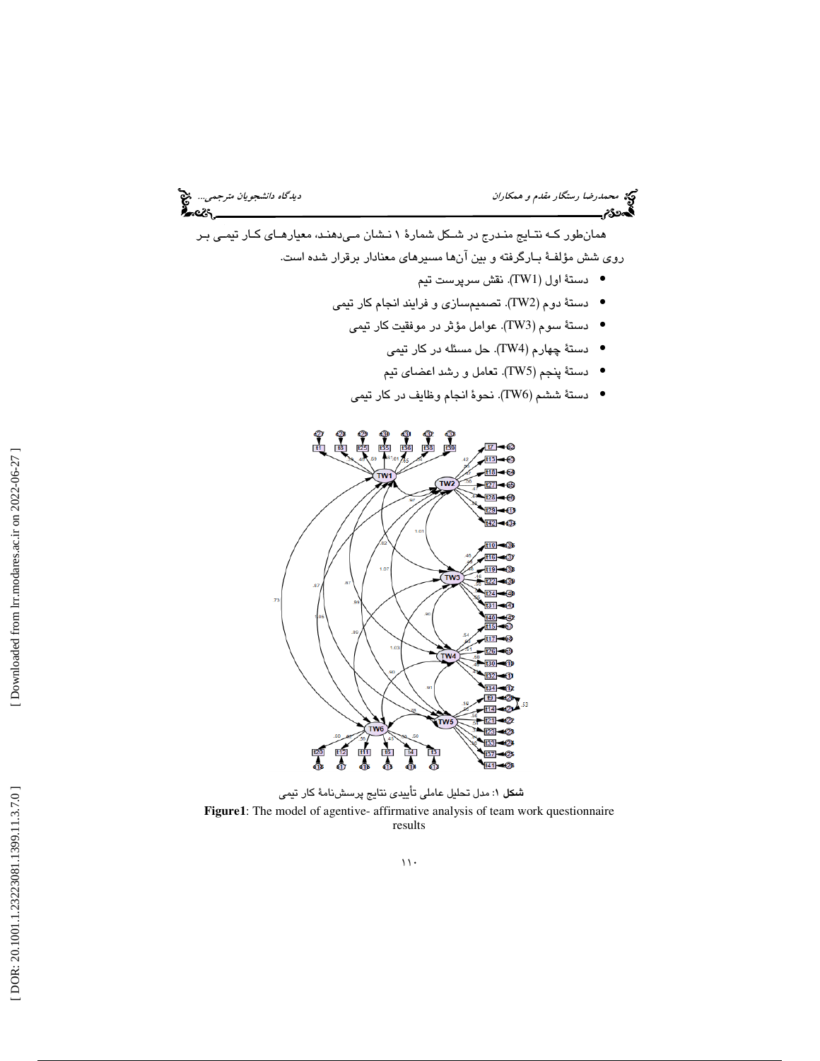همان‌طور کـه نتـایج منـدرج در شـکل شمارهٔ ۱ نـشان مـی‌دهنـد، معیارهـای کـار تیمـی بـر روی شش مؤلفـهٔ بـارگرفته و بین آن‌ها مسیرهای معنادار برقرار شده است.

- دستهٔ اول (TW1). نقش سرپرست تیم
- دستهٔ دوم (TW2). تصمیم‌سازی و فرایند انجام کار تیمی
- دستهٔ سوم (TW3). عوامل مؤثر در موفقیت کار تیمی
- دستهٔ چهارم (TW4). حل مسئله در کار تیمی
- دستهٔ پنجم (TW5). تعامل و رشد اعضای تیم
- دستهٔ ششم (TW6). نحوهٔ انجام وظایف در کار تیمی

**شکل ۱**: مدل تحلیل عاملی تأییدی نتایج پرسش‌نامهٔ کار تیمی

**Figure1**: The model of agentive- affirmative analysis of team work questionnaire results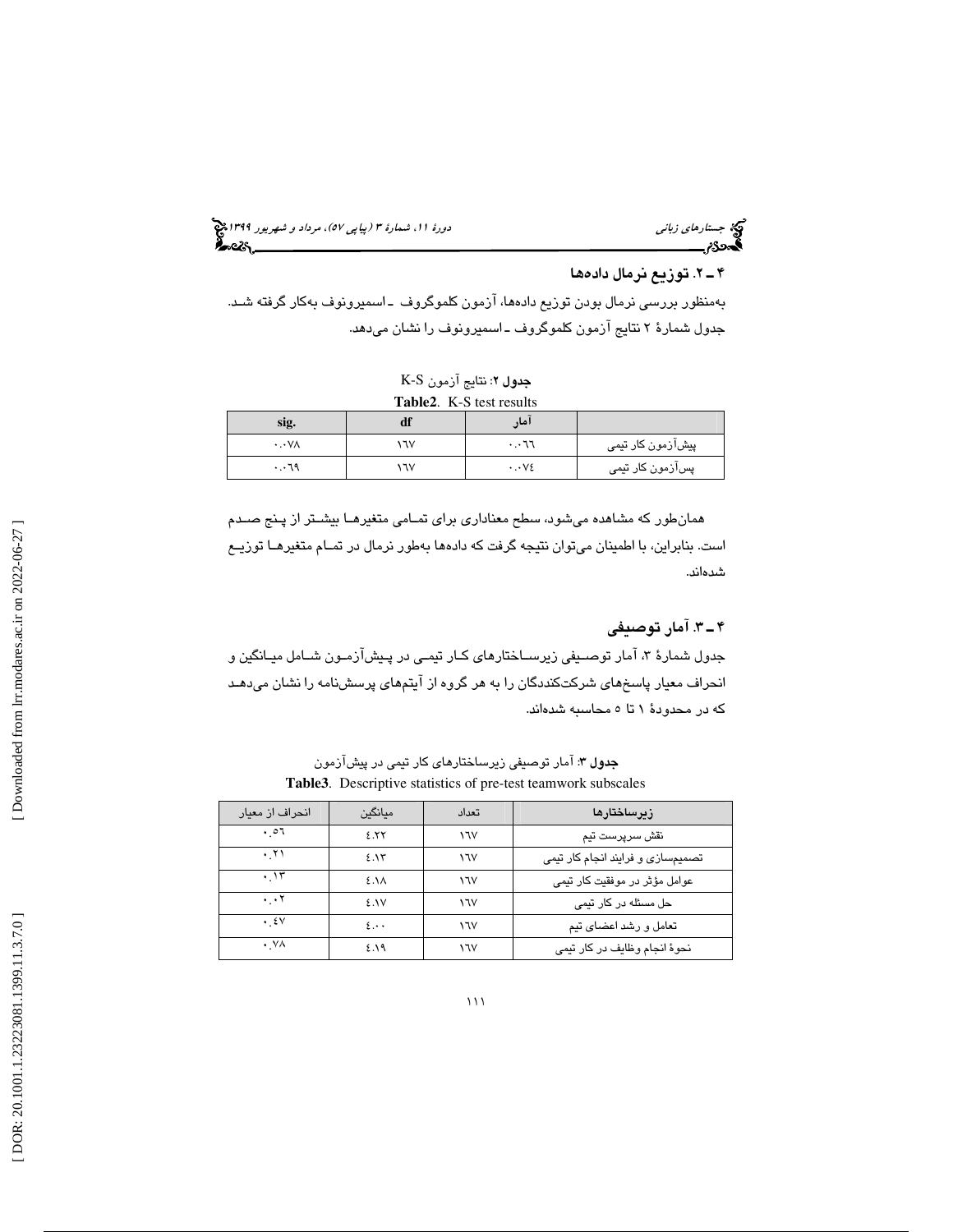### ۴ ـ ۲. توزیع نرمال داده‌ها

به‌منظور بررسی نرمال بودن توزیع داده‌ها، آزمون کلموگروف ـ اسمیرونوف به‌کار گرفته شد. جدول شمارهٔ ۲ نتایج آزمون کلموگروف ـ اسمیرونوف را نشان می‌دهد.

**جدول ۲**: نتایج آزمون K-S

**Table2**. K-S test results

| | آمار | df | sig. |
|---|---|---|---|
| پیش‌آزمون کار تیمی | ۰.۰٦٦ | ١٦٧ | ۰.۰٧٨ |
| پس‌آزمون کار تیمی | ۰.۰٧٤ | ١٦٧ | ۰.۰٦٩ |

همان‌طور که مشاهده می‌شود، سطح معناداری برای تمامی متغیرها بیشتر از پنج صدم است. بنابراین، با اطمینان می‌توان نتیجه گرفت که داده‌ها به‌طور نرمال در تمام متغیرها توزیع شده‌اند.

### ۴ ـ ۳. آمار توصیفی

جدول شمارهٔ ۳، آمار توصیفی زیرساختارهای کار تیمی در پیش‌آزمون شامل میانگین و انحراف معیار پاسخ‌های شرکت‌کنندگان را به هر گروه از آیتم‌های پرسش‌نامه را نشان می‌دهد که در محدودهٔ ۱ تا ۵ محاسبه شده‌اند.

**جدول ۳**: آمار توصیفی زیرساختارهای کار تیمی در پیش‌آزمون

**Table3**. Descriptive statistics of pre-test teamwork subscales

| زیرساختارها | تعداد | میانگین | انحراف از معیار |
|---|---|---|---|
| نقش سرپرست تیم | ١٦٧ | ٤.٢٢ | ۰.٥٦ |
| تصمیم‌سازی و فرایند انجام کار تیمی | ١٦٧ | ٤.١٣ | ۰.٢١ |
| عوامل مؤثر در موفقیت کار تیمی | ١٦٧ | ٤.١٨ | ۰.١٣ |
| حل مسئله در کار تیمی | ١٦٧ | ٤.١٧ | ۰.۰٢ |
| تعامل و رشد اعضای تیم | ١٦٧ | ٤.۰۰ | ۰.٤٧ |
| نحوهٔ انجام وظایف در کار تیمی | ١٦٧ | ٤.١٩ | ۰.٧٨ |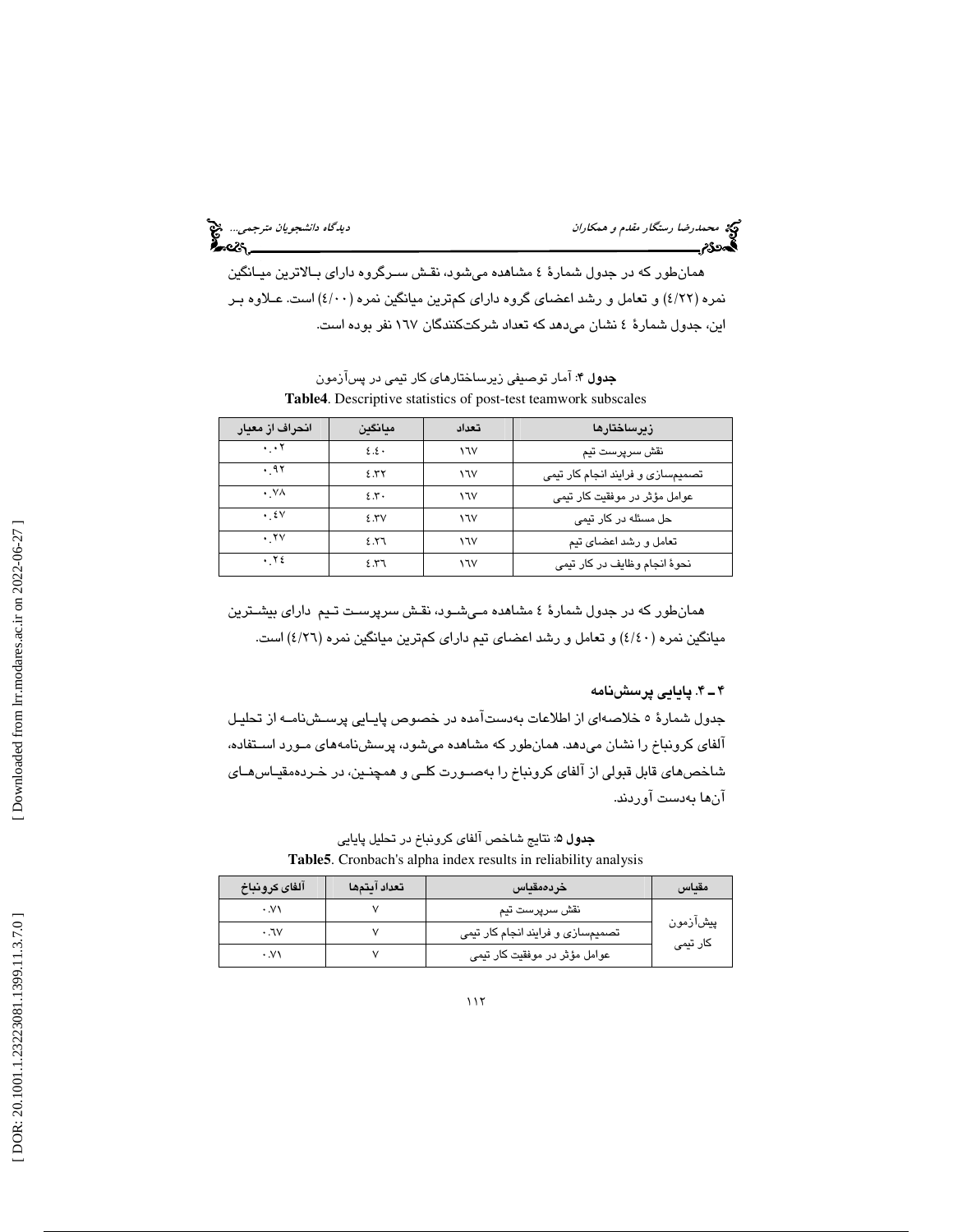همان‌طور که در جدول شمارهٔ ٤ مشاهده می‌شود، نقش سرگروه دارای بالاترین میانگین نمره (٤/٢٢) و تعامل و رشد اعضای گروه دارای کم‌ترین میانگین نمره (٤/٠٠) است. علاوه بر این، جدول شمارهٔ ٤ نشان می‌دهد که تعداد شرکت‌کنندگان ١٦٧ نفر بوده است.

**جدول ۴**: آمار توصیفی زیرساختارهای کار تیمی در پس‌آزمون

**Table4**. Descriptive statistics of post-test teamwork subscales

| زیرساختارها | تعداد | میانگین | انحراف از معیار |
|---|---|---|---|
| نقش سرپرست تیم | ١٦٧ | ٤.٤٠ | ٠.٠٢ |
| تصمیم‌سازی و فرایند انجام کار تیمی | ١٦٧ | ٤.٣٢ | ٠.٩٢ |
| عوامل مؤثر در موفقیت کار تیمی | ١٦٧ | ٤.٣٠ | ٠.٧٨ |
| حل مسئله در کار تیمی | ١٦٧ | ٤.٣٧ | ٠.٤٧ |
| تعامل و رشد اعضای تیم | ١٦٧ | ٤.٢٦ | ٠.٢٧ |
| نحوهٔ انجام وظایف در کار تیمی | ١٦٧ | ٤.٣٦ | ٠.٢٤ |

همان‌طور که در جدول شمارهٔ ٤ مشاهده می‌شود، نقش سرپرست تیم دارای بیشترین میانگین نمره (٤/٤٠) و تعامل و رشد اعضای تیم دارای کم‌ترین میانگین نمره (٤/٢٦) است.

### ۴ ـ ۴. پایایی پرسش‌نامه

جدول شمارهٔ ٥ خلاصه‌ای از اطلاعات به‌دست‌آمده در خصوص پایایی پرسش‌نامه از تحلیل آلفای کرونباخ را نشان می‌دهد. همان‌طور که مشاهده می‌شود، پرسش‌نامه‌های مورد استفاده، شاخص‌های قابل قبولی از آلفای کرونباخ را به‌صورت کلی و همچنین، در خرده‌مقیاس‌های آن‌ها به‌دست آوردند.

**جدول ۵**: نتایج شاخص آلفای کرونباخ در تحلیل پایایی

**Table5**. Cronbach's alpha index results in reliability analysis

| مقیاس | خرده‌مقیاس | تعداد آیتم‌ها | آلفای کرونباخ |
|---|---|---|---|
| پیش‌آزمون کار تیمی | نقش سرپرست تیم | ٧ | ٠.٧١ |
| | تصمیم‌سازی و فرایند انجام کار تیمی | ٧ | ٠.٦٧ |
| | عوامل مؤثر در موفقیت کار تیمی | ٧ | ٠.٧١ |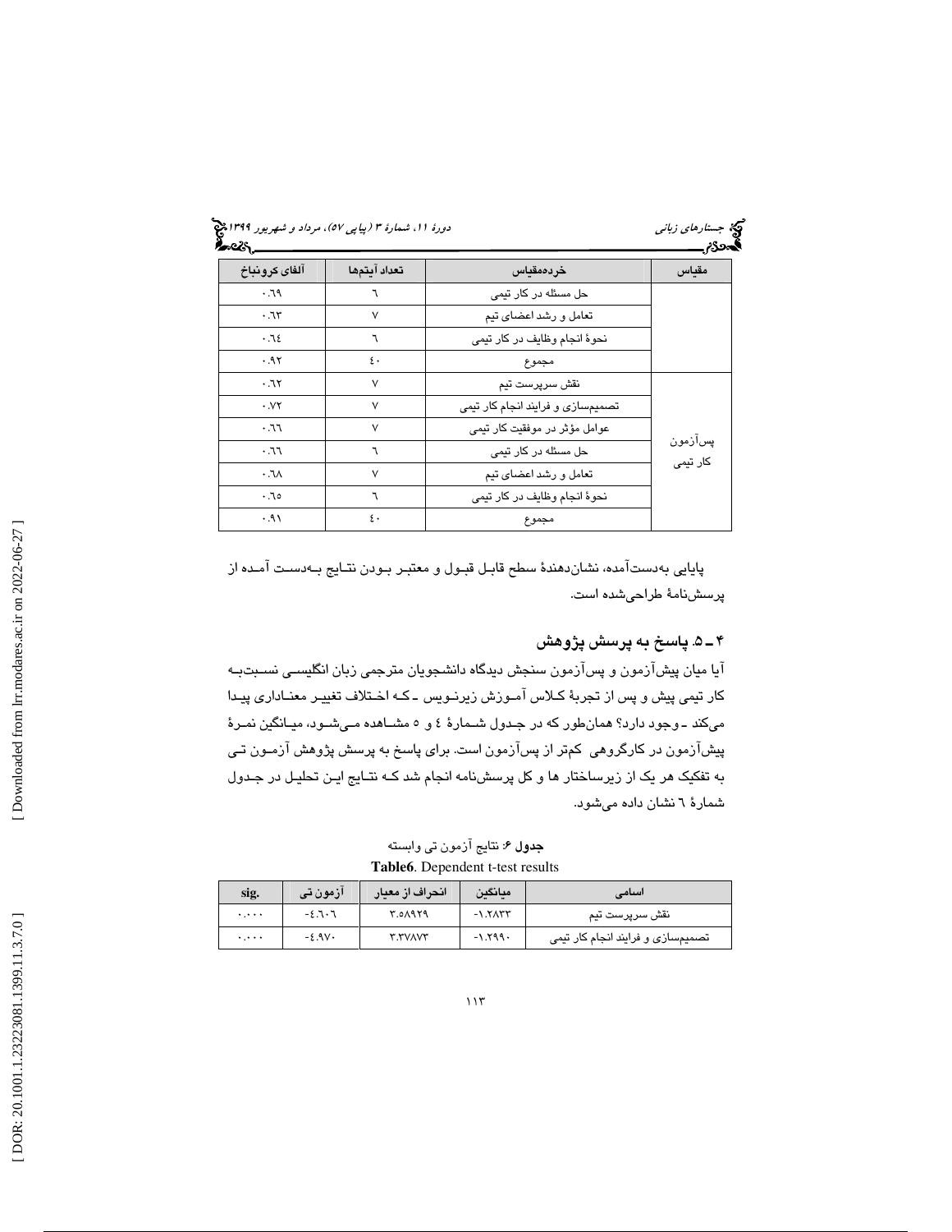| مقیاس | خرده‌مقیاس | تعداد آیتم‌ها | آلفای کرونباخ |
| --- | --- | --- | --- |
| | حل مسئله در کار تیمی | ۶ | ۰.۶۹ |
| | تعامل و رشد اعضای تیم | ۷ | ۰.۶۳ |
| | نحوهٔ انجام وظایف در کار تیمی | ۶ | ۰.۶۴ |
| | مجموع | ۴۰ | ۰.۹۲ |
| پس‌آزمون کار تیمی | نقش سرپرست تیم | ۷ | ۰.۶۲ |
| | تصمیم‌سازی و فرایند انجام کار تیمی | ۷ | ۰.۷۲ |
| | عوامل مؤثر در موفقیت کار تیمی | ۷ | ۰.۶۶ |
| | حل مسئله در کار تیمی | ۶ | ۰.۶۶ |
| | تعامل و رشد اعضای تیم | ۷ | ۰.۶۸ |
| | نحوهٔ انجام وظایف در کار تیمی | ۶ | ۰.۶۵ |
| | مجموع | ۴۰ | ۰.۹۱ |

پایایی به‌دست‌آمده، نشان‌دهندهٔ سطح قابل قبول و معتبر بودن نتایج به‌دست آمده از پرسش‌نامهٔ طراحی‌شده است.

## ۴ـ۵. پاسخ به پرسش پژوهش

آیا میان پیش‌آزمون و پس‌آزمون سنجش دیدگاه دانشجویان مترجمی زبان انگلیسی نسبت‌به کار تیمی پیش و پس از تجربهٔ کلاس آموزش زیرنویس ـ که اختلاف تغییر معناداری پیدا می‌کند ـ وجود دارد؟ همان‌طور که در جدول شمارهٔ ۴ و ۵ مشاهده می‌شود، میانگین نمرهٔ پیش‌آزمون در کارگروهی کمتر از پس‌آزمون است. برای پاسخ به پرسش پژوهش آزمون تی به تفکیک هر یک از زیرساختار ها و کل پرسش‌نامه انجام شد که نتایج این تحلیل در جدول شمارهٔ ۶ نشان داده می‌شود.

**جدول ۶**: نتایج آزمون تی وابسته

**Table6**. Dependent t-test results

| اسامی | میانگین | انحراف از معیار | آزمون تی | sig. |
| --- | --- | --- | --- | --- |
| نقش سرپرست تیم | -۱.۲۸۳۳ | ۳.۵۸۹۲۹ | -۴.۶۰۶ | ۰.۰۰۰ |
| تصمیم‌سازی و فرایند انجام کار تیمی | -۱.۲۹۹۰ | ۳.۳۷۸۷۳ | -۴.۹۷۰ | ۰.۰۰۰ |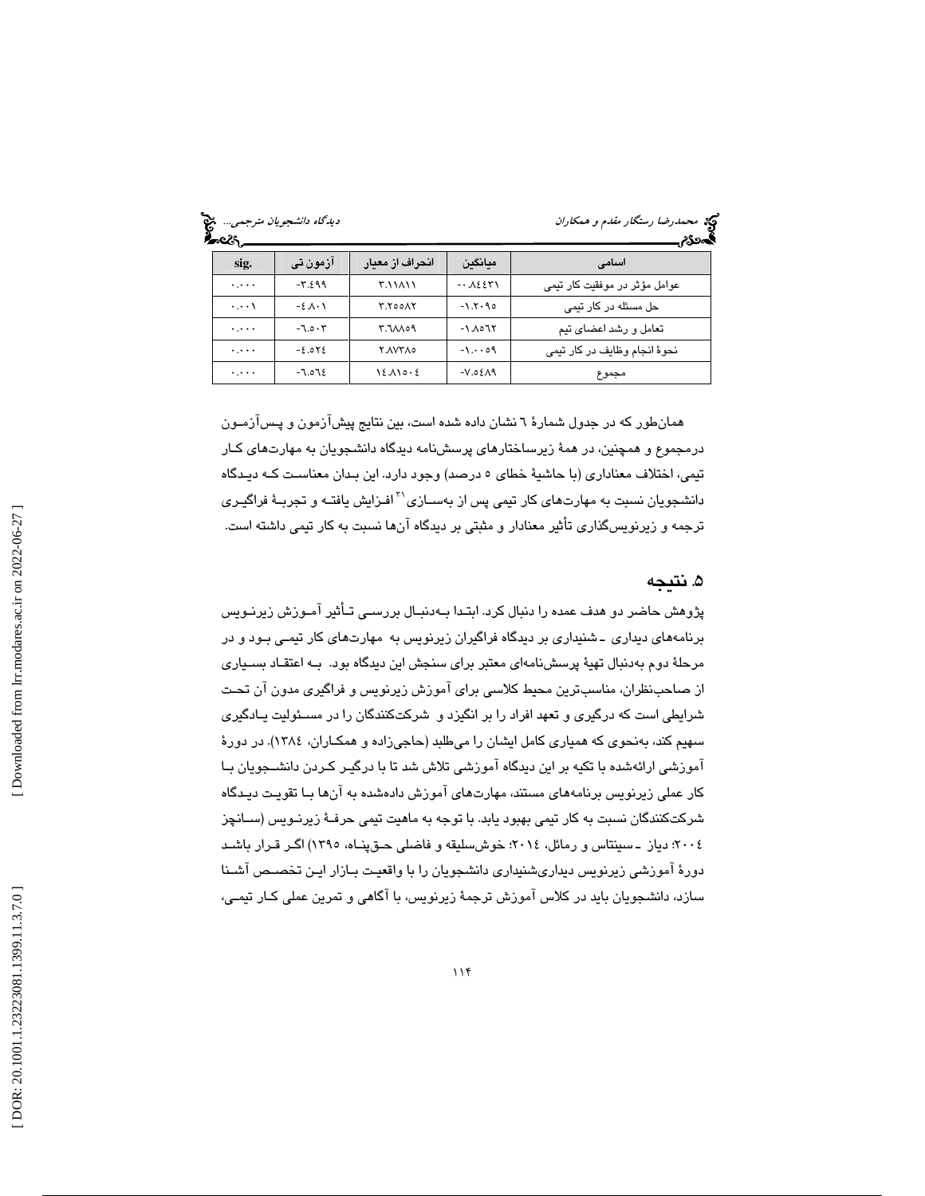| اسامی | میانگین | انحراف از معیار | آزمون تی | sig. |
|---|---|---|---|---|
| عوامل مؤثر در موفقیت کار تیمی | -۰.۸٤٤۳۱ | ۳.۱۱۸۱۱ | -۳.٤۹۹ | ۰.۰۰۰ |
| حل مسئله در کار تیمی | -۱.۲۰۹٥ | ۳.۲٥٥۸۲ | -٤.۸۰۱ | ۰.۰۰۱ |
| تعامل و رشد اعضای تیم | -۱.۸٥٦۲ | ۳.٦۸۸٥۹ | -٦.٥۰۳ | ۰.۰۰۰ |
| نحوهٔ انجام وظایف در کار تیمی | -۱.۰۰٥۹ | ۲.۸۷۳۸٥ | -٤.٥۲٤ | ۰.۰۰۰ |
| مجموع | -۷.٥٤۸۹ | ۱٤.۸۱٥۰٤ | -٦.٥٦٤ | ۰.۰۰۰ |

همان‌طور که در جدول شمارهٔ ٦ نشان داده شده است، بین نتایج پیش‌آزمون و پس‌آزمون درمجموع و همچنین، در همهٔ زیرساختارهای پرسش‌نامه دیدگاه دانشجویان به مهارت‌های کار تیمی، اختلاف معناداری (با حاشیهٔ خطای ٥ درصد) وجود دارد. این بدان معناست که دیدگاه دانشجویان نسبت به مهارت‌های کار تیمی پس از به‌سازی[31] افزایش یافته و تجربهٔ فراگیری ترجمه و زیرنویس‌گذاری تأثیر معنادار و مثبتی بر دیدگاه آن‌ها نسبت به کار تیمی داشته است.

## ٥. نتیجه

پژوهش حاضر دو هدف عمده را دنبال کرد. ابتدا به‌دنبال بررسی تأثیر آموزش زیرنویس برنامه‌های دیداری ـ شنیداری بر دیدگاه فراگیران زیرنویس به مهارت‌های کار تیمی بود و در مرحلهٔ دوم به‌دنبال تهیهٔ پرسش‌نامه‌ای معتبر برای سنجش این دیدگاه بود. به اعتقاد بسیاری از صاحب‌نظران، مناسب‌ترین محیط کلاسی برای آموزش زیرنویس و فراگیری مدون آن تحت شرایطی است که درگیری و تعهد افراد را بر انگیزد و شرکت‌کنندگان را در مسئولیت یادگیری سهیم کند، به‌نحوی که همیاری کامل ایشان را می‌طلبد (حاجی‌زاده و همکاران، ۱۳۸٤). در دورهٔ آموزشی ارائه‌شده با تکیه بر این دیدگاه آموزشی تلاش شد تا با درگیر کردن دانشجویان با کار عملی زیرنویس برنامه‌های مستند، مهارت‌های آموزش داده‌شده به آن‌ها با تقویت دیدگاه شرکت‌کنندگان نسبت به کار تیمی بهبود یابد. با توجه به ماهیت تیمی حرفهٔ زیرنویس (سانچز ٢٠٠٤؛ دیاز ـ سینتاس و رمائل، ٢٠١٤؛ خوش‌سلیقه و فاضلی حق‌پناه، ۱۳۹٥) اگر قرار باشد دورهٔ آموزشی زیرنویس دیداری‌شنیداری دانشجویان را با واقعیت بازار این تخصص آشنا سازد، دانشجویان باید در کلاس آموزش ترجمهٔ زیرنویس، با آگاهی و تمرین عملی کار تیمی،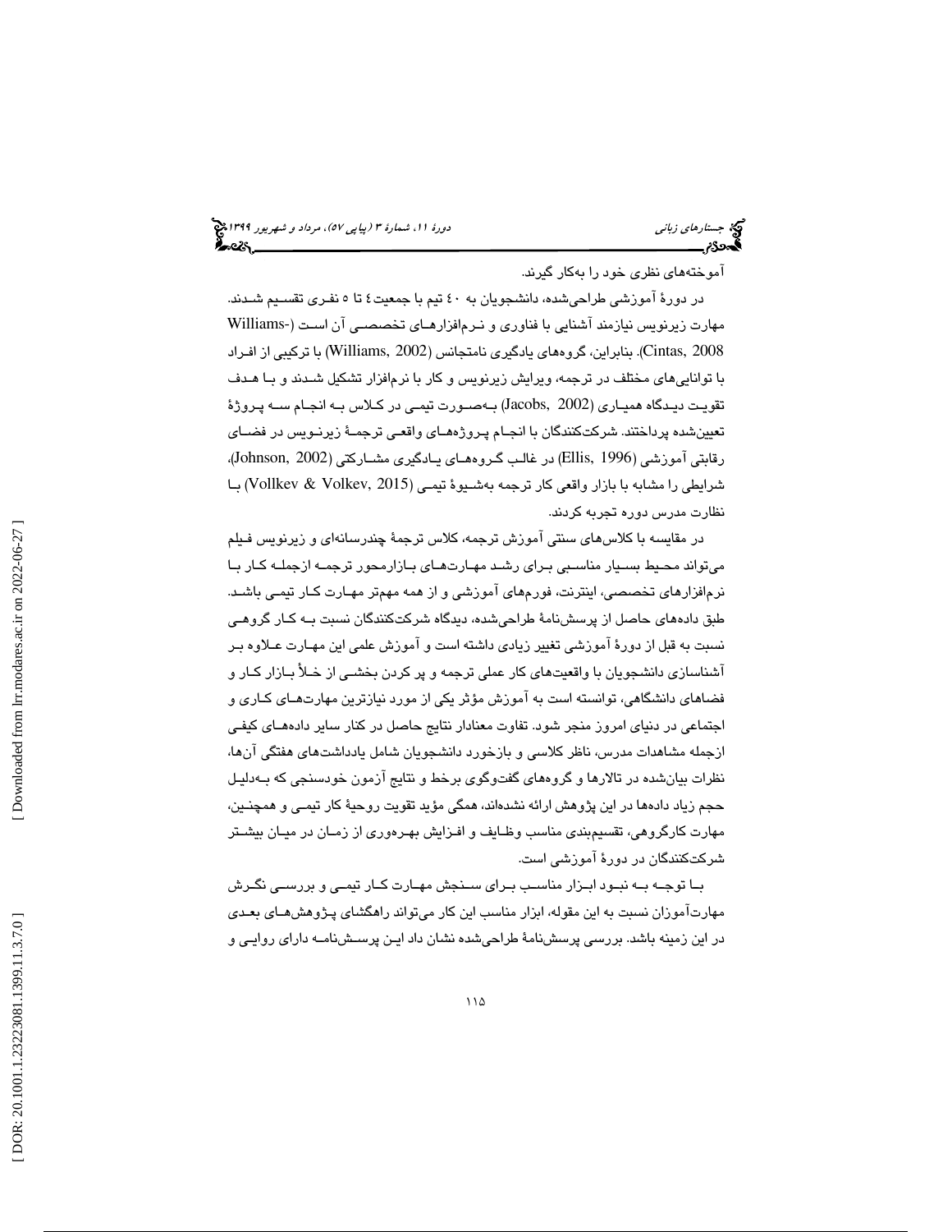آموخته‌های نظری خود را به‌کار گیرند.

در دورهٔ آموزشی طراحی‌شده، دانشجویان به ٤٠ تیم با جمعیت ٤ تا ٥ نفری تقسیم شدند. مهارت زیرنویس نیازمند آشنایی با فناوری و نرم‌افزارهای تخصصی آن است (Williams-Cintas, 2008). بنابراین، گروه‌های یادگیری نامتجانس (Williams, 2002) با ترکیبی از افراد با توانایی‌های مختلف در ترجمه، ویرایش زیرنویس و کار با نرم‌افزار تشکیل شدند و با هدف تقویت دیدگاه همیاری (Jacobs, 2002) به‌صورت تیمی در کلاس به انجام سه پروژهٔ تعیین‌شده پرداختند. شرکت‌کنندگان با انجام پروژه‌های واقعی ترجمهٔ زیرنویس در فضای رقابتی آموزشی (Ellis, 1996) در غالب گروه‌های یادگیری مشارکتی (Johnson, 2002)، شرایطی را مشابه با بازار واقعی کار ترجمه به‌شیوهٔ تیمی (Vollkev & Volkev, 2015) با نظارت مدرس دوره تجربه کردند.

در مقایسه با کلاس‌های سنتی آموزش ترجمه، کلاس ترجمهٔ چندرسانه‌ای و زیرنویس فیلم می‌تواند محیط بسیار مناسبی برای رشد مهارت‌های بازارمحور ترجمه ازجمله کار با نرم‌افزارهای تخصصی، اینترنت، فورم‌های آموزشی و از همه مهم‌تر مهارت کار تیمی باشد. طبق داده‌های حاصل از پرسش‌نامهٔ طراحی‌شده، دیدگاه شرکت‌کنندگان نسبت به کار گروهی نسبت به قبل از دورهٔ آموزشی تغییر زیادی داشته است و آموزش علمی این مهارت علاوه بر آشناسازی دانشجویان با واقعیت‌های کار عملی ترجمه و پر کردن بخشی از خلأ بازار کار و فضاهای دانشگاهی، توانسته است به آموزش مؤثر یکی از مورد نیازترین مهارت‌های کاری و اجتماعی در دنیای امروز منجر شود. تفاوت معنادار نتایج حاصل در کنار سایر داده‌های کیفی ازجمله مشاهدات مدرس، ناظر کلاسی و بازخورد دانشجویان شامل یادداشت‌های هفتگی آن‌ها، نظرات بیان‌شده در تالارها و گروه‌های گفت‌وگوی برخط و نتایج آزمون خودسنجی که به‌دلیل حجم زیاد داده‌ها در این پژوهش ارائه نشده‌اند، همگی مؤید تقویت روحیهٔ کار تیمی و همچنین، مهارت کارگروهی، تقسیم‌بندی مناسب وظایف و افزایش بهره‌وری از زمان در میان بیشتر شرکت‌کنندگان در دورهٔ آموزشی است.

با توجه به نبود ابزار مناسب برای سنجش مهارت کار تیمی و بررسی نگرش مهارت‌آموزان نسبت به این مقوله، ابزار مناسب این کار می‌تواند راهگشای پژوهش‌های بعدی در این زمینه باشد. بررسی پرسش‌نامهٔ طراحی‌شده نشان داد این پرسش‌نامه دارای روایی و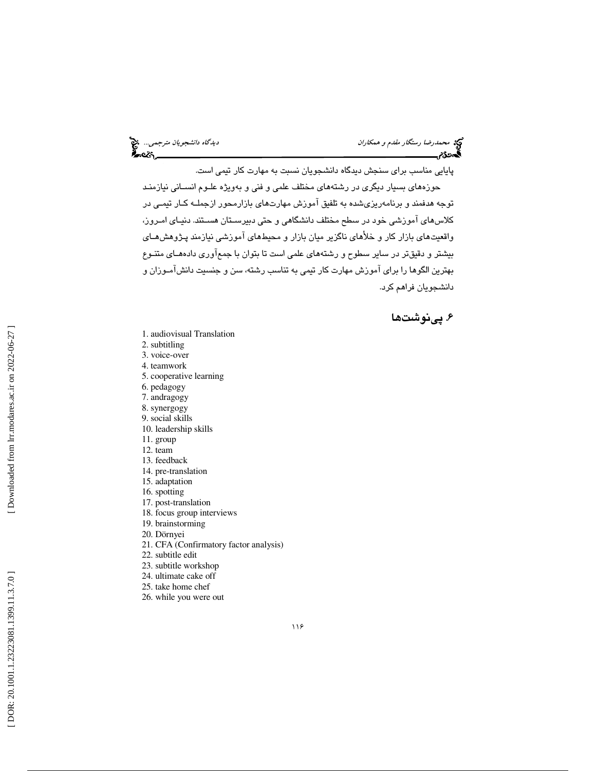پایایی مناسب برای سنجش دیدگاه دانشجویان نسبت به مهارت کار تیمی است.

حوزه‌های بسیار دیگری در رشته‌های مختلف علمی و فنی و به‌ویژه علوم انسانی نیازمند توجه هدفمند و برنامه‌ریزی‌شده به تلفیق آموزش مهارت‌های بازارمحور ازجمله کار تیمی در کلاس‌های آموزشی خود در سطح مختلف دانشگاهی و حتی دبیرستان هستند. دنیای امروز، واقعیت‌های بازار کار و خلأهای ناگزیر میان بازار و محیط‌های آموزشی نیازمند پژوهش‌های بیشتر و دقیق‌تر در سایر سطوح و رشته‌های علمی است تا بتوان با جمع‌آوری داده‌های متنوع بهترین الگوها را برای آموزش مهارت کار تیمی به تناسب رشته، سن و جنسیت دانش‌آموزان و دانشجویان فراهم کرد.

## ۶. پی‌نوشت‌ها

1. audiovisual Translation
2. subtitling
3. voice-over
4. teamwork
5. cooperative learning
6. pedagogy
7. andragogy
8. synergogy
9. social skills
10. leadership skills
11. group
12. team
13. feedback
14. pre-translation
15. adaptation
16. spotting
17. post-translation
18. focus group interviews
19. brainstorming
20. Dörnyei
21. CFA (Confirmatory factor analysis)
22. subtitle edit
23. subtitle workshop
24. ultimate cake off
25. take home chef
26. while you were out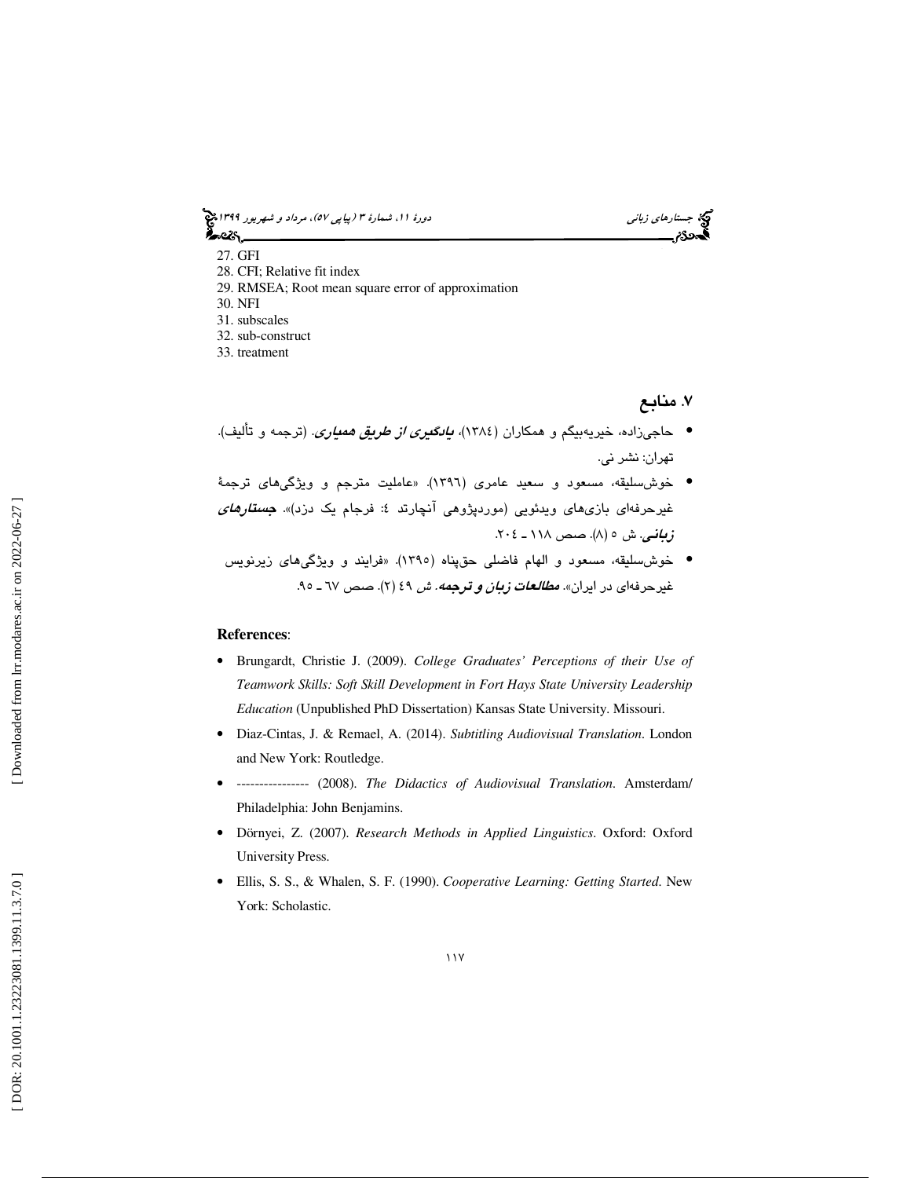27. GFI
28. CFI; Relative fit index
29. RMSEA; Root mean square error of approximation
30. NFI
31. subscales
32. sub-construct
33. treatment

## ۷. منابع

- حاجی‌زاده، خیریه‌بیگم و همکاران (۱۳۸٤)، ***یادگیری از طریق همیاری***. (ترجمه و تألیف). تهران: نشر نی.
- خوش‌سلیقه، مسعود و سعید عامری (۱۳۹٦). «عاملیت مترجم و ویژگی‌های ترجمهٔ غیرحرفه‌ای بازی‌های ویدئویی (موردپژوهی آنچارتد ٤: فرجام یک دزد)». ***جستارهای زبانی***. ش ٥ (۸). صص ۱۱۸ ـ ۲۰٤.
- خوش‌سلیقه، مسعود و الهام فاضلی حق‌پناه (۱۳۹٥). «فرایند و ویژگی‌های زیرنویس غیرحرفه‌ای در ایران». ***مطالعات زبان و ترجمه***. ش ٤۹ (۲). صص ٦۷ ـ ۹٥.

**References**:

- Brungardt, Christie J. (2009). *College Graduates' Perceptions of their Use of Teamwork Skills: Soft Skill Development in Fort Hays State University Leadership Education* (Unpublished PhD Dissertation) Kansas State University. Missouri.
- Diaz-Cintas, J. & Remael, A. (2014). *Subtitling Audiovisual Translation*. London and New York: Routledge.
- ---------------- (2008). *The Didactics of Audiovisual Translation*. Amsterdam/ Philadelphia: John Benjamins.
- Dörnyei, Z. (2007). *Research Methods in Applied Linguistics*. Oxford: Oxford University Press.
- Ellis, S. S., & Whalen, S. F. (1990). *Cooperative Learning: Getting Started*. New York: Scholastic.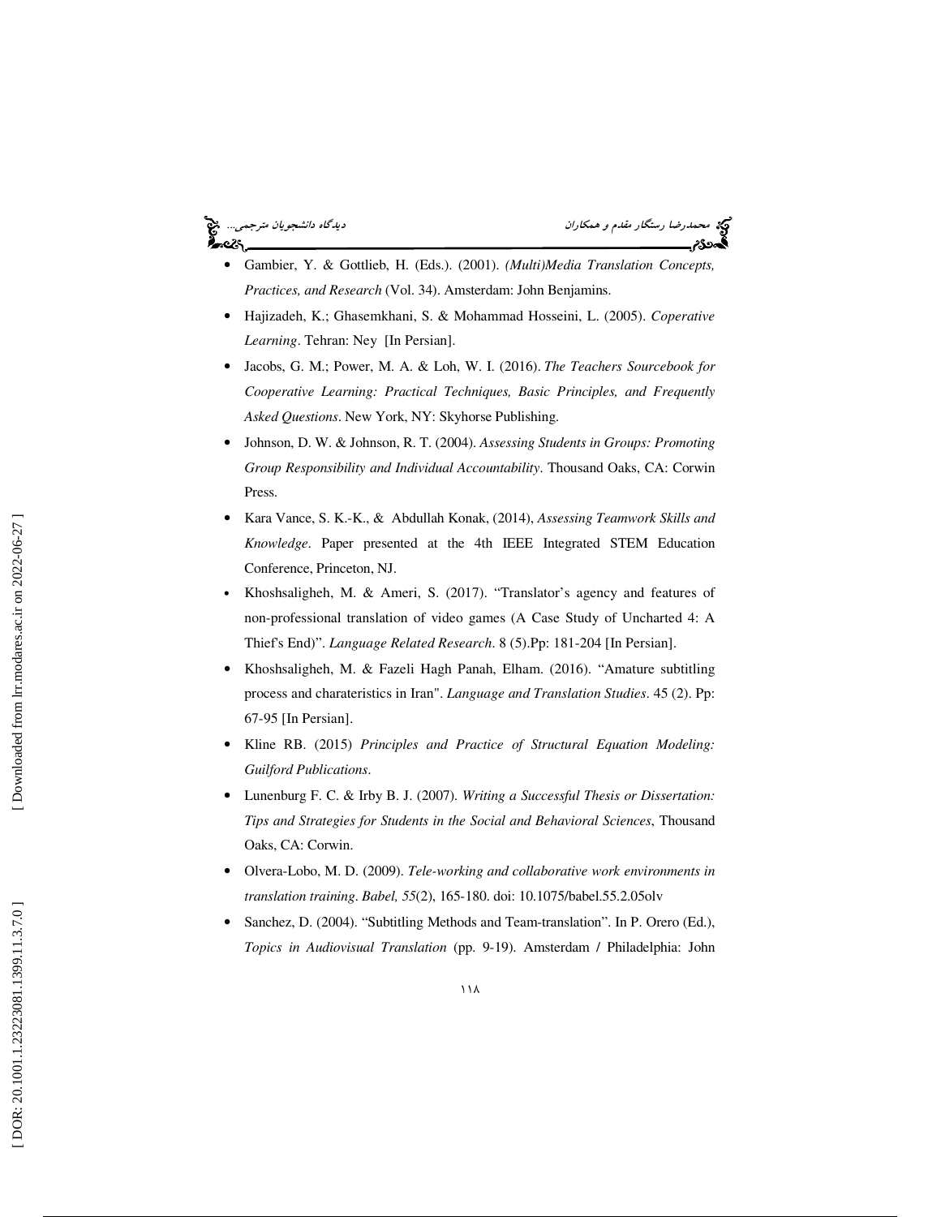- Gambier, Y. & Gottlieb, H. (Eds.). (2001). *(Multi)Media Translation Concepts, Practices, and Research* (Vol. 34). Amsterdam: John Benjamins.
- Hajizadeh, K.; Ghasemkhani, S. & Mohammad Hosseini, L. (2005). *Coperative Learning*. Tehran: Ney [In Persian].
- Jacobs, G. M.; Power, M. A. & Loh, W. I. (2016). *The Teachers Sourcebook for Cooperative Learning: Practical Techniques, Basic Principles, and Frequently Asked Questions*. New York, NY: Skyhorse Publishing.
- Johnson, D. W. & Johnson, R. T. (2004). *Assessing Students in Groups: Promoting Group Responsibility and Individual Accountability*. Thousand Oaks, CA: Corwin Press.
- Kara Vance, S. K.-K., & Abdullah Konak, (2014), *Assessing Teamwork Skills and Knowledge*. Paper presented at the 4th IEEE Integrated STEM Education Conference, Princeton, NJ.
- Khoshsaligheh, M. & Ameri, S. (2017). "Translator's agency and features of non-professional translation of video games (A Case Study of Uncharted 4: A Thief's End)". *Language Related Research*. 8 (5).Pp: 181-204 [In Persian].
- Khoshsaligheh, M. & Fazeli Hagh Panah, Elham. (2016). "Amature subtitling process and charateristics in Iran". *Language and Translation Studies*. 45 (2). Pp: 67-95 [In Persian].
- Kline RB. (2015) *Principles and Practice of Structural Equation Modeling: Guilford Publications*.
- Lunenburg F. C. & Irby B. J. (2007). *Writing a Successful Thesis or Dissertation: Tips and Strategies for Students in the Social and Behavioral Sciences*, Thousand Oaks, CA: Corwin.
- Olvera-Lobo, M. D. (2009). *Tele-working and collaborative work environments in translation training*. *Babel, 55*(2), 165-180. doi: 10.1075/babel.55.2.05olv
- Sanchez, D. (2004). "Subtitling Methods and Team-translation". In P. Orero (Ed.), *Topics in Audiovisual Translation* (pp. 9-19). Amsterdam / Philadelphia: John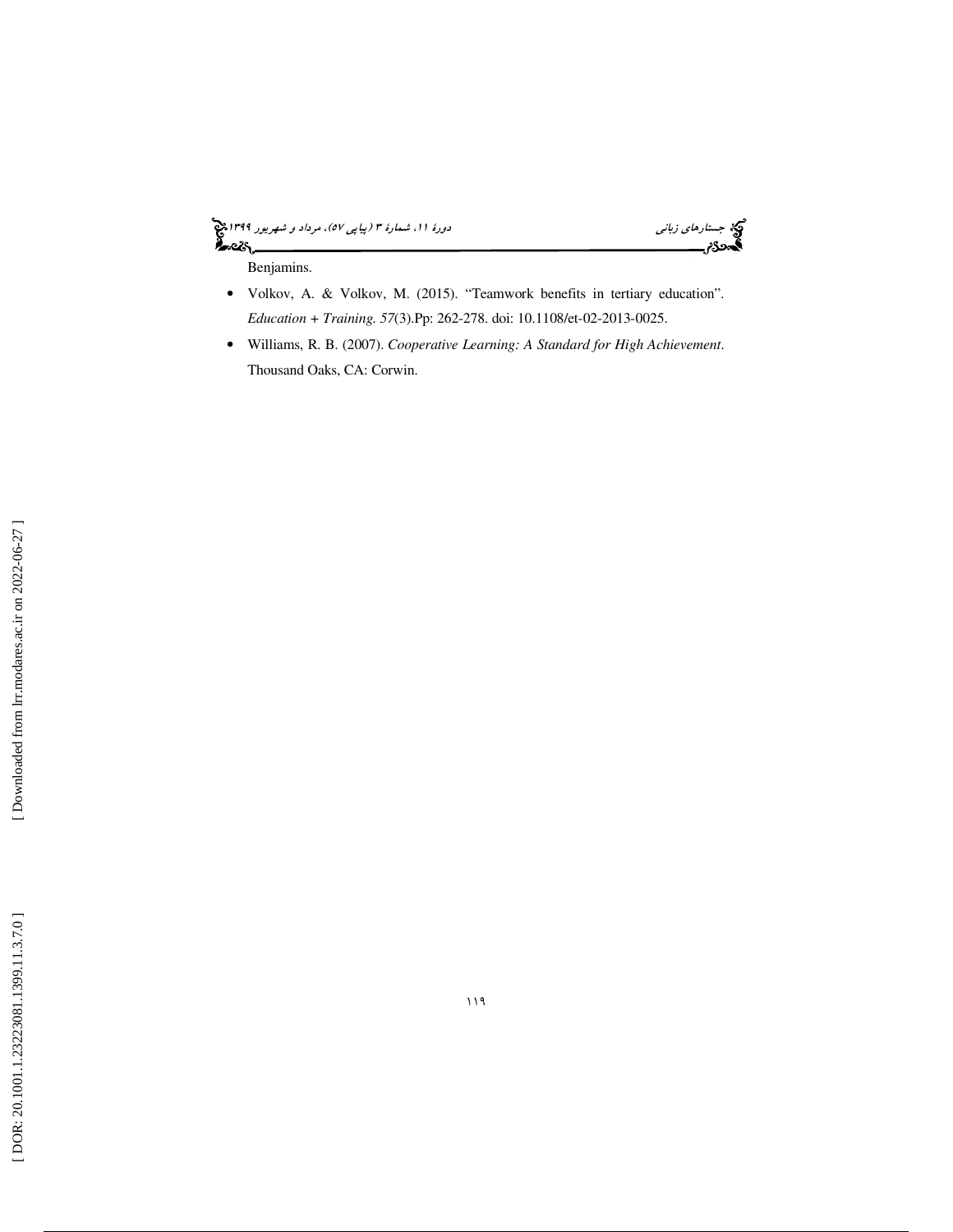Benjamins.

- Volkov, A. & Volkov, M. (2015). "Teamwork benefits in tertiary education". *Education + Training. 57*(3).Pp: 262-278. doi: 10.1108/et-02-2013-0025.
- Williams, R. B. (2007). *Cooperative Learning: A Standard for High Achievement*. Thousand Oaks, CA: Corwin.